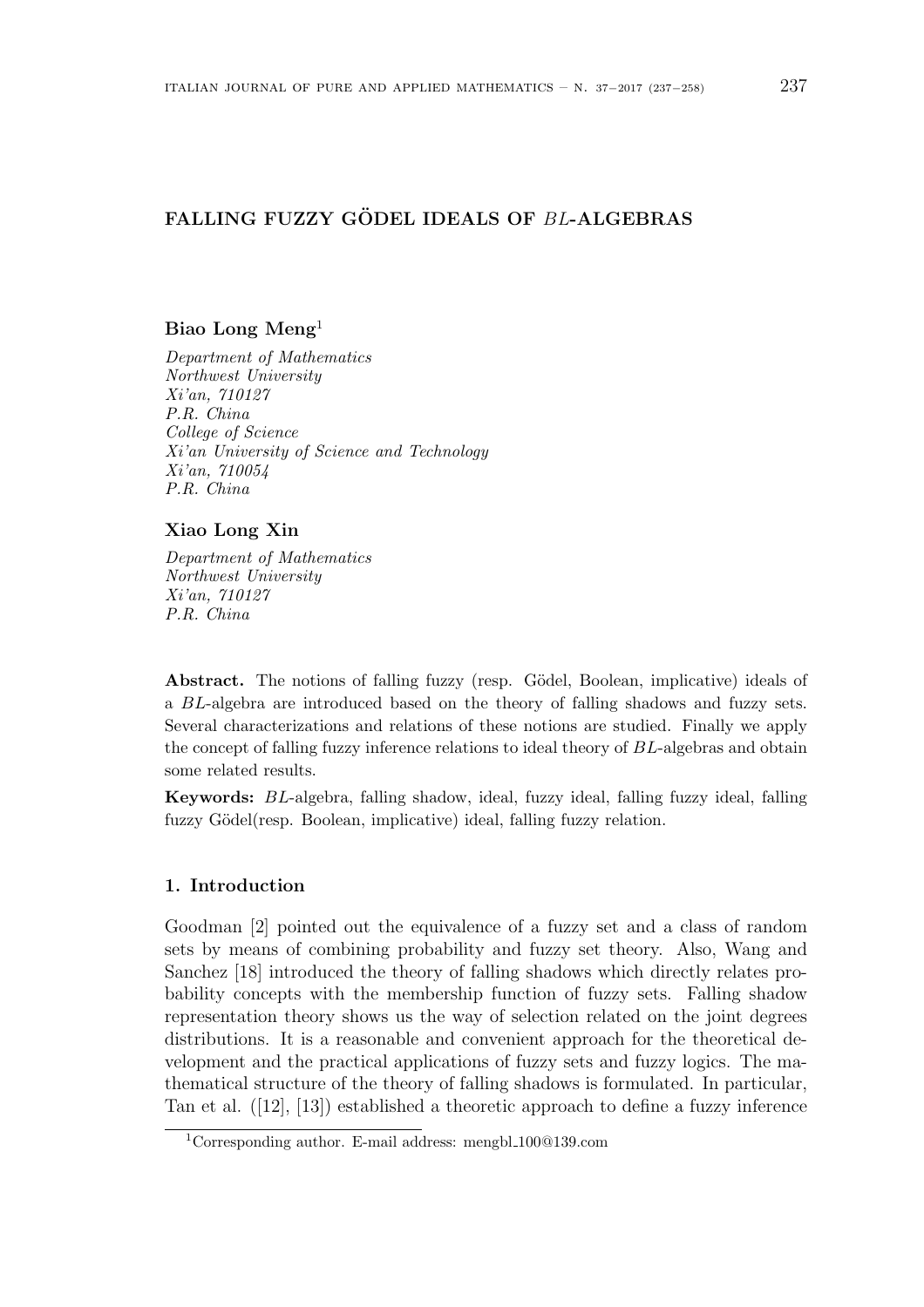# FALLING FUZZY GÖDEL IDEALS OF $BL$-ALGEBRAS

**Biao Long Meng**[1]

*Department of Mathematics*
*Northwest University*
*Xi'an, 710127*
*P.R. China*
*College of Science*
*Xi'an University of Science and Technology*
*Xi'an, 710054*
*P.R. China*

**Xiao Long Xin**

*Department of Mathematics*
*Northwest University*
*Xi'an, 710127*
*P.R. China*

**Abstract.** The notions of falling fuzzy (resp. Gödel, Boolean, implicative) ideals of a $BL$-algebra are introduced based on the theory of falling shadows and fuzzy sets. Several characterizations and relations of these notions are studied. Finally we apply the concept of falling fuzzy inference relations to ideal theory of $BL$-algebras and obtain some related results.

**Keywords:** $BL$-algebra, falling shadow, ideal, fuzzy ideal, falling fuzzy ideal, falling fuzzy Gödel(resp. Boolean, implicative) ideal, falling fuzzy relation.

## 1. Introduction

Goodman [2] pointed out the equivalence of a fuzzy set and a class of random sets by means of combining probability and fuzzy set theory. Also, Wang and Sanchez [18] introduced the theory of falling shadows which directly relates probability concepts with the membership function of fuzzy sets. Falling shadow representation theory shows us the way of selection related on the joint degrees distributions. It is a reasonable and convenient approach for the theoretical development and the practical applications of fuzzy sets and fuzzy logics. The mathematical structure of the theory of falling shadows is formulated. In particular, Tan et al. ([12], [13]) established a theoretic approach to define a fuzzy inference

[1]Corresponding author. E-mail address: mengbl_100@139.com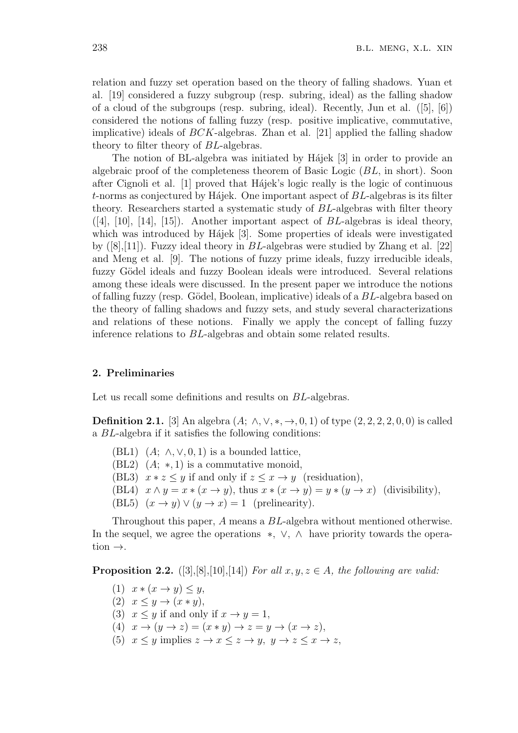relation and fuzzy set operation based on the theory of falling shadows. Yuan et al. [19] considered a fuzzy subgroup (resp. subring, ideal) as the falling shadow of a cloud of the subgroups (resp. subring, ideal). Recently, Jun et al. ([5], [6]) considered the notions of falling fuzzy (resp. positive implicative, commutative, implicative) ideals of $BCK$-algebras. Zhan et al. [21] applied the falling shadow theory to filter theory of $BL$-algebras.

The notion of BL-algebra was initiated by Hájek [3] in order to provide an algebraic proof of the completeness theorem of Basic Logic ($BL$, in short). Soon after Cignoli et al. [1] proved that Hájek's logic really is the logic of continuous $t$-norms as conjectured by Hájek. One important aspect of $BL$-algebras is its filter theory. Researchers started a systematic study of $BL$-algebras with filter theory ([4], [10], [14], [15]). Another important aspect of $BL$-algebras is ideal theory, which was introduced by Hájek [3]. Some properties of ideals were investigated by ([8],[11]). Fuzzy ideal theory in $BL$-algebras were studied by Zhang et al. [22] and Meng et al. [9]. The notions of fuzzy prime ideals, fuzzy irreducible ideals, fuzzy Gödel ideals and fuzzy Boolean ideals were introduced. Several relations among these ideals were discussed. In the present paper we introduce the notions of falling fuzzy (resp. Gödel, Boolean, implicative) ideals of a $BL$-algebra based on the theory of falling shadows and fuzzy sets, and study several characterizations and relations of these notions. Finally we apply the concept of falling fuzzy inference relations to $BL$-algebras and obtain some related results.

## 2. Preliminaries

Let us recall some definitions and results on $BL$-algebras.

**Definition 2.1.** [3] An algebra $(A;\ \wedge, \vee, *, \rightarrow, 0, 1)$ of type $(2, 2, 2, 2, 0, 0)$ is called a $BL$-algebra if it satisfies the following conditions:

(BL1) $(A;\ \wedge, \vee, 0, 1)$ is a bounded lattice,

(BL2) $(A;\ *, 1)$ is a commutative monoid,

(BL3) $x * z \leq y$ if and only if $z \leq x \rightarrow y$ (residuation),

(BL4) $x \wedge y = x * (x \rightarrow y)$, thus $x * (x \rightarrow y) = y * (y \rightarrow x)$ (divisibility),

(BL5) $(x \rightarrow y) \vee (y \rightarrow x) = 1$ (prelinearity).

Throughout this paper, $A$ means a $BL$-algebra without mentioned otherwise. In the sequel, we agree the operations $*$, $\vee$, $\wedge$ have priority towards the operation $\rightarrow$.

**Proposition 2.2.** ([3],[8],[10],[14]) *For all $x, y, z \in A$, the following are valid:*

(1) $x * (x \rightarrow y) \leq y$,

(2) $x \leq y \rightarrow (x * y)$,

(3) $x \leq y$ if and only if $x \rightarrow y = 1$,

(4) $x \rightarrow (y \rightarrow z) = (x * y) \rightarrow z = y \rightarrow (x \rightarrow z)$,

(5) $x \leq y$ implies $z \rightarrow x \leq z \rightarrow y$, $y \rightarrow z \leq x \rightarrow z$,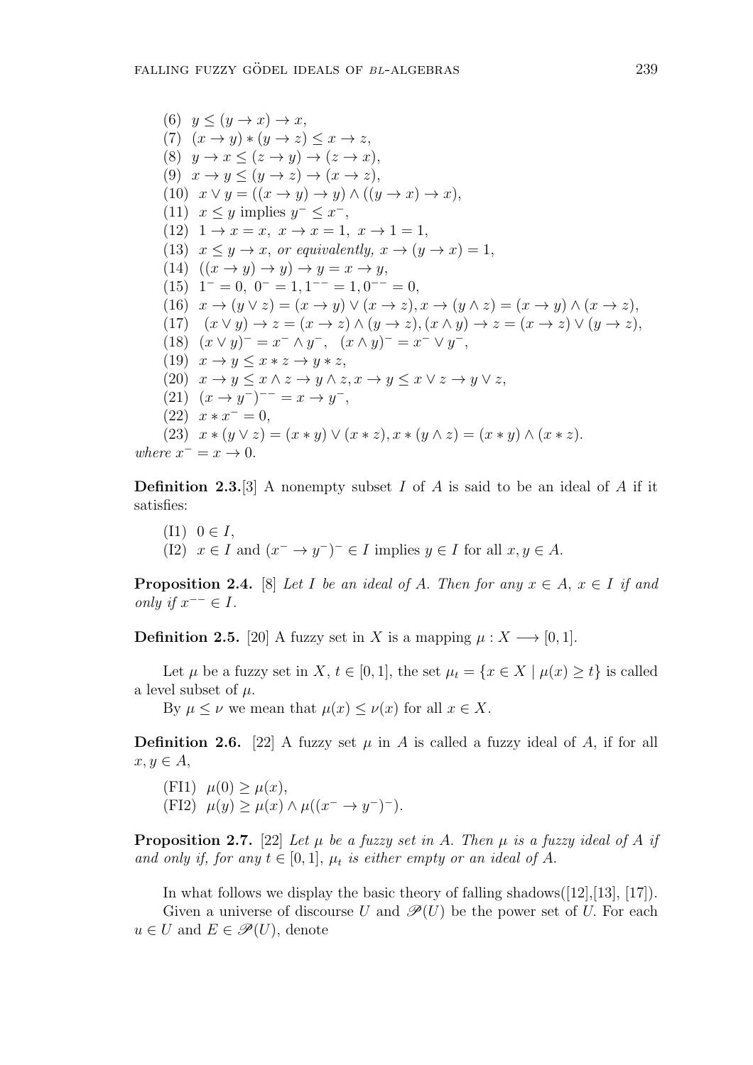(6) $y \leq (y \to x) \to x$,

(7) $(x \to y) * (y \to z) \leq x \to z$,

(8) $y \to x \leq (z \to y) \to (z \to x)$,

(9) $x \to y \leq (y \to z) \to (x \to z)$,

(10) $x \vee y = ((x \to y) \to y) \wedge ((y \to x) \to x)$,

(11) $x \leq y$ implies $y^- \leq x^-$,

(12) $1 \to x = x,\ x \to x = 1,\ x \to 1 = 1$,

(13) $x \leq y \to x$, *or equivalently,* $x \to (y \to x) = 1$,

(14) $((x \to y) \to y) \to y = x \to y$,

(15) $1^- = 0,\ 0^- = 1, 1^{--} = 1, 0^{--} = 0$,

(16) $x \to (y \vee z) = (x \to y) \vee (x \to z), x \to (y \wedge z) = (x \to y) \wedge (x \to z)$,

(17) $(x \vee y) \to z = (x \to z) \wedge (y \to z), (x \wedge y) \to z = (x \to z) \vee (y \to z)$,

(18) $(x \vee y)^- = x^- \wedge y^-,\ \ (x \wedge y)^- = x^- \vee y^-$,

(19) $x \to y \leq x * z \to y * z$,

(20) $x \to y \leq x \wedge z \to y \wedge z, x \to y \leq x \vee z \to y \vee z$,

(21) $(x \to y^-)^{--} = x \to y^-$,

(22) $x * x^- = 0$,

(23) $x * (y \vee z) = (x * y) \vee (x * z), x * (y \wedge z) = (x * y) \wedge (x * z)$.

*where* $x^- = x \to 0$.

**Definition 2.3.**[3] A nonempty subset $I$ of $A$ is said to be an ideal of $A$ if it satisfies:

(I1) $0 \in I$,

(I2) $x \in I$ and $(x^- \to y^-)^- \in I$ implies $y \in I$ for all $x, y \in A$.

**Proposition 2.4.** [8] *Let $I$ be an ideal of $A$. Then for any $x \in A$, $x \in I$ if and only if $x^{--} \in I$.*

**Definition 2.5.** [20] A fuzzy set in $X$ is a mapping $\mu : X \longrightarrow [0, 1]$.

Let $\mu$ be a fuzzy set in $X$, $t \in [0, 1]$, the set $\mu_t = \{x \in X \mid \mu(x) \geq t\}$ is called a level subset of $\mu$.

By $\mu \leq \nu$ we mean that $\mu(x) \leq \nu(x)$ for all $x \in X$.

**Definition 2.6.** [22] A fuzzy set $\mu$ in $A$ is called a fuzzy ideal of $A$, if for all $x, y \in A$,

(FI1) $\mu(0) \geq \mu(x)$,

(FI2) $\mu(y) \geq \mu(x) \wedge \mu((x^- \to y^-)^-)$.

**Proposition 2.7.** [22] *Let $\mu$ be a fuzzy set in $A$. Then $\mu$ is a fuzzy ideal of $A$ if and only if, for any $t \in [0, 1]$, $\mu_t$ is either empty or an ideal of $A$.*

In what follows we display the basic theory of falling shadows([12],[13], [17]).

Given a universe of discourse $U$ and $\mathscr{P}(U)$ be the power set of $U$. For each $u \in U$ and $E \in \mathscr{P}(U)$, denote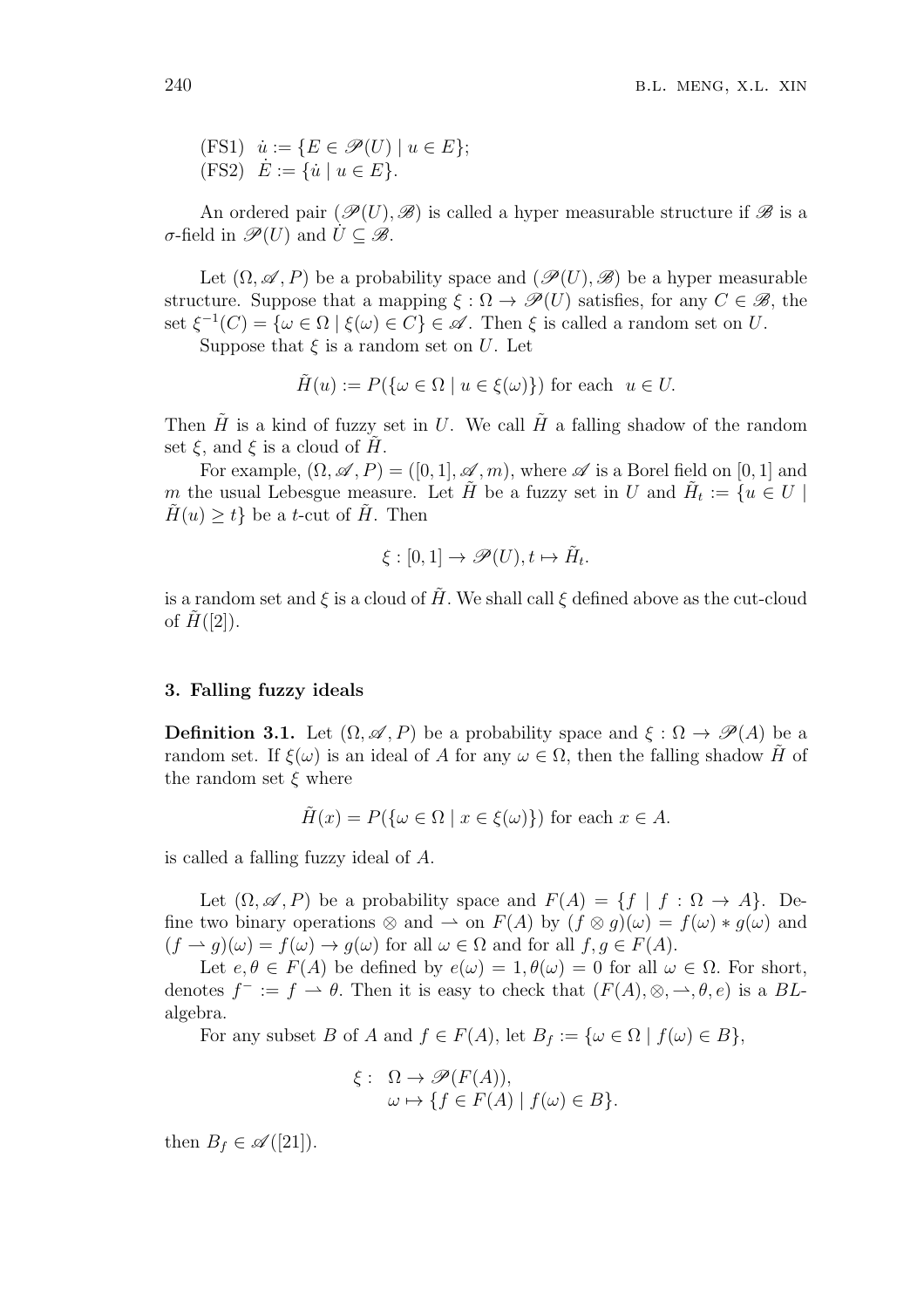(FS1) $\dot{u} := \{E \in \mathscr{P}(U) \mid u \in E\}$;
(FS2) $\dot{E} := \{\dot{u} \mid u \in E\}$.

An ordered pair $(\mathscr{P}(U), \mathscr{B})$ is called a hyper measurable structure if $\mathscr{B}$ is a $\sigma$-field in $\mathscr{P}(U)$ and $\dot{U} \subseteq \mathscr{B}$.

Let $(\Omega, \mathscr{A}, P)$ be a probability space and $(\mathscr{P}(U), \mathscr{B})$ be a hyper measurable structure. Suppose that a mapping $\xi : \Omega \to \mathscr{P}(U)$ satisfies, for any $C \in \mathscr{B}$, the set $\xi^{-1}(C) = \{\omega \in \Omega \mid \xi(\omega) \in C\} \in \mathscr{A}$. Then $\xi$ is called a random set on $U$.

Suppose that $\xi$ is a random set on $U$. Let

$$\tilde{H}(u) := P(\{\omega \in \Omega \mid u \in \xi(\omega)\}) \text{ for each } u \in U.$$

Then $\tilde{H}$ is a kind of fuzzy set in $U$. We call $\tilde{H}$ a falling shadow of the random set $\xi$, and $\xi$ is a cloud of $\tilde{H}$.

For example, $(\Omega, \mathscr{A}, P) = ([0,1], \mathscr{A}, m)$, where $\mathscr{A}$ is a Borel field on $[0,1]$ and $m$ the usual Lebesgue measure. Let $\tilde{H}$ be a fuzzy set in $U$ and $\tilde{H}_t := \{u \in U \mid \tilde{H}(u) \geq t\}$ be a $t$-cut of $\tilde{H}$. Then

$$\xi : [0,1] \to \mathscr{P}(U), t \mapsto \tilde{H}_t.$$

is a random set and $\xi$ is a cloud of $\tilde{H}$. We shall call $\xi$ defined above as the cut-cloud of $\tilde{H}$([2]).

### 3. Falling fuzzy ideals

**Definition 3.1.** Let $(\Omega, \mathscr{A}, P)$ be a probability space and $\xi : \Omega \to \mathscr{P}(A)$ be a random set. If $\xi(\omega)$ is an ideal of $A$ for any $\omega \in \Omega$, then the falling shadow $\tilde{H}$ of the random set $\xi$ where

$$\tilde{H}(x) = P(\{\omega \in \Omega \mid x \in \xi(\omega)\}) \text{ for each } x \in A.$$

is called a falling fuzzy ideal of $A$.

Let $(\Omega, \mathscr{A}, P)$ be a probability space and $F(A) = \{f \mid f : \Omega \to A\}$. Define two binary operations $\otimes$ and $\rightharpoonup$ on $F(A)$ by $(f \otimes g)(\omega) = f(\omega) * g(\omega)$ and $(f \rightharpoonup g)(\omega) = f(\omega) \to g(\omega)$ for all $\omega \in \Omega$ and for all $f, g \in F(A)$.

Let $e, \theta \in F(A)$ be defined by $e(\omega) = 1, \theta(\omega) = 0$ for all $\omega \in \Omega$. For short, denotes $f^- := f \rightharpoonup \theta$. Then it is easy to check that $(F(A), \otimes, \rightharpoonup, \theta, e)$ is a $BL$-algebra.

For any subset $B$ of $A$ and $f \in F(A)$, let $B_f := \{\omega \in \Omega \mid f(\omega) \in B\}$,

$$\begin{aligned} \xi : \; & \Omega \to \mathscr{P}(F(A)), \\ & \omega \mapsto \{f \in F(A) \mid f(\omega) \in B\}. \end{aligned}$$

then $B_f \in \mathscr{A}$([21]).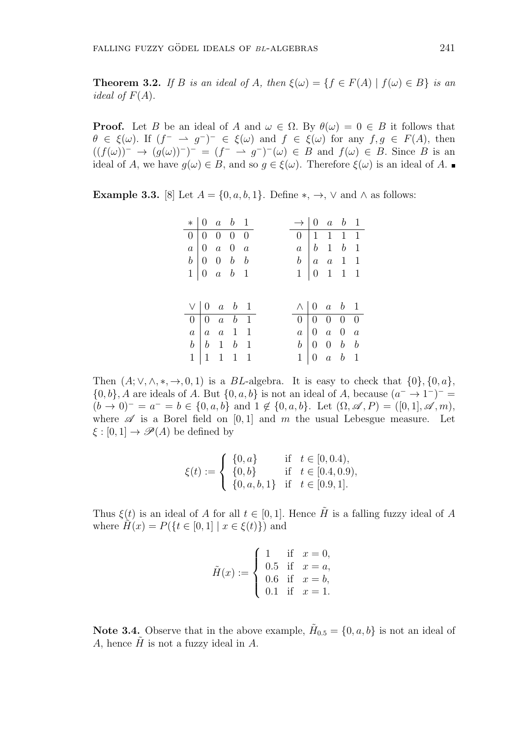**Theorem 3.2.** *If $B$ is an ideal of $A$, then $\xi(\omega) = \{f \in F(A) \mid f(\omega) \in B\}$ is an ideal of $F(A)$.*

**Proof.** Let $B$ be an ideal of $A$ and $\omega \in \Omega$. By $\theta(\omega) = 0 \in B$ it follows that $\theta \in \xi(\omega)$. If $(f^- \rightharpoonup g^-)^- \in \xi(\omega)$ and $f \in \xi(\omega)$ for any $f, g \in F(A)$, then $((f(\omega))^- \to (g(\omega))^-)^- = (f^- \rightharpoonup g^-)^-(\omega) \in B$ and $f(\omega) \in B$. Since $B$ is an ideal of $A$, we have $g(\omega) \in B$, and so $g \in \xi(\omega)$. Therefore $\xi(\omega)$ is an ideal of $A$. ■

**Example 3.3.** [8] Let $A = \{0, a, b, 1\}$. Define $*$, $\to$, $\vee$ and $\wedge$ as follows:

| $*$ | $0$ | $a$ | $b$ | $1$ |
|---|---|---|---|---|
| $0$ | $0$ | $0$ | $0$ | $0$ |
| $a$ | $0$ | $a$ | $0$ | $a$ |
| $b$ | $0$ | $0$ | $b$ | $b$ |
| $1$ | $0$ | $a$ | $b$ | $1$ |

| $\to$ | $0$ | $a$ | $b$ | $1$ |
|---|---|---|---|---|
| $0$ | $1$ | $1$ | $1$ | $1$ |
| $a$ | $b$ | $1$ | $b$ | $1$ |
| $b$ | $a$ | $a$ | $1$ | $1$ |
| $1$ | $0$ | $1$ | $1$ | $1$ |

| $\vee$ | $0$ | $a$ | $b$ | $1$ |
|---|---|---|---|---|
| $0$ | $0$ | $a$ | $b$ | $1$ |
| $a$ | $a$ | $a$ | $1$ | $1$ |
| $b$ | $b$ | $1$ | $b$ | $1$ |
| $1$ | $1$ | $1$ | $1$ | $1$ |

| $\wedge$ | $0$ | $a$ | $b$ | $1$ |
|---|---|---|---|---|
| $0$ | $0$ | $0$ | $0$ | $0$ |
| $a$ | $0$ | $a$ | $0$ | $a$ |
| $b$ | $0$ | $0$ | $b$ | $b$ |
| $1$ | $0$ | $a$ | $b$ | $1$ |

Then $(A; \vee, \wedge, *, \to, 0, 1)$ is a $BL$-algebra. It is easy to check that $\{0\}, \{0, a\}$, $\{0, b\}, A$ are ideals of $A$. But $\{0, a, b\}$ is not an ideal of $A$, because $(a^- \to 1^-)^- = (b \to 0)^- = a^- = b \in \{0, a, b\}$ and $1 \notin \{0, a, b\}$. Let $(\Omega, \mathscr{A}, P) = ([0, 1], \mathscr{A}, m)$, where $\mathscr{A}$ is a Borel field on $[0, 1]$ and $m$ the usual Lebesgue measure. Let $\xi : [0, 1] \to \mathscr{P}(A)$ be defined by

$$\xi(t) := \begin{cases} \{0, a\} & \text{if } \; t \in [0, 0.4), \\ \{0, b\} & \text{if } \; t \in [0.4, 0.9), \\ \{0, a, b, 1\} & \text{if } \; t \in [0.9, 1]. \end{cases}$$

Thus $\xi(t)$ is an ideal of $A$ for all $t \in [0, 1]$. Hence $\tilde{H}$ is a falling fuzzy ideal of $A$ where $\tilde{H}(x) = P(\{t \in [0, 1] \mid x \in \xi(t)\})$ and

$$\tilde{H}(x) := \begin{cases} 1 & \text{if } \; x = 0, \\ 0.5 & \text{if } \; x = a, \\ 0.6 & \text{if } \; x = b, \\ 0.1 & \text{if } \; x = 1. \end{cases}$$

**Note 3.4.** Observe that in the above example, $\tilde{H}_{0.5} = \{0, a, b\}$ is not an ideal of $A$, hence $\tilde{H}$ is not a fuzzy ideal in $A$.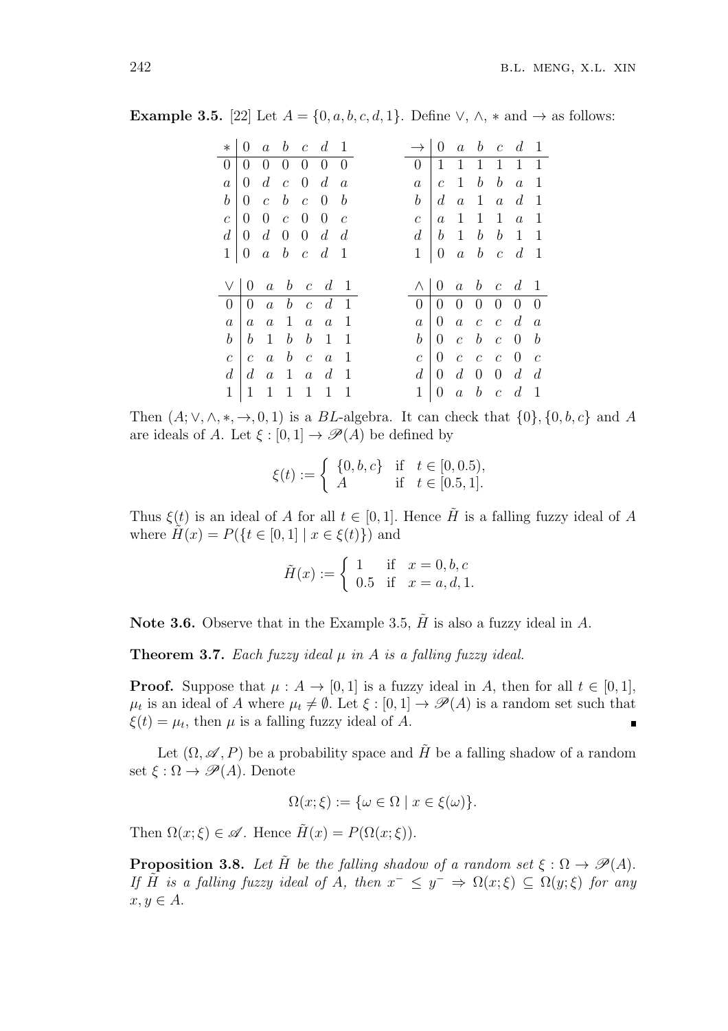**Example 3.5.** [22] Let $A = \{0, a, b, c, d, 1\}$. Define $\vee$, $\wedge$, $*$ and $\rightarrow$ as follows:

| $*$ | $0$ | $a$ | $b$ | $c$ | $d$ | $1$ |
|---|---|---|---|---|---|---|
| $0$ | $0$ | $0$ | $0$ | $0$ | $0$ | $0$ |
| $a$ | $0$ | $d$ | $c$ | $0$ | $d$ | $a$ |
| $b$ | $0$ | $c$ | $b$ | $c$ | $0$ | $b$ |
| $c$ | $0$ | $0$ | $c$ | $0$ | $0$ | $c$ |
| $d$ | $0$ | $d$ | $0$ | $0$ | $d$ | $d$ |
| $1$ | $0$ | $a$ | $b$ | $c$ | $d$ | $1$ |

| $\rightarrow$ | $0$ | $a$ | $b$ | $c$ | $d$ | $1$ |
|---|---|---|---|---|---|---|
| $0$ | $1$ | $1$ | $1$ | $1$ | $1$ | $1$ |
| $a$ | $c$ | $1$ | $b$ | $b$ | $a$ | $1$ |
| $b$ | $d$ | $a$ | $1$ | $a$ | $d$ | $1$ |
| $c$ | $a$ | $1$ | $1$ | $1$ | $a$ | $1$ |
| $d$ | $b$ | $1$ | $b$ | $b$ | $1$ | $1$ |
| $1$ | $0$ | $a$ | $b$ | $c$ | $d$ | $1$ |

| $\vee$ | $0$ | $a$ | $b$ | $c$ | $d$ | $1$ |
|---|---|---|---|---|---|---|
| $0$ | $0$ | $a$ | $b$ | $c$ | $d$ | $1$ |
| $a$ | $a$ | $a$ | $1$ | $a$ | $a$ | $1$ |
| $b$ | $b$ | $1$ | $b$ | $b$ | $1$ | $1$ |
| $c$ | $c$ | $a$ | $b$ | $c$ | $a$ | $1$ |
| $d$ | $d$ | $a$ | $1$ | $a$ | $d$ | $1$ |
| $1$ | $1$ | $1$ | $1$ | $1$ | $1$ | $1$ |

| $\wedge$ | $0$ | $a$ | $b$ | $c$ | $d$ | $1$ |
|---|---|---|---|---|---|---|
| $0$ | $0$ | $0$ | $0$ | $0$ | $0$ | $0$ |
| $a$ | $0$ | $a$ | $c$ | $c$ | $d$ | $a$ |
| $b$ | $0$ | $c$ | $b$ | $c$ | $0$ | $b$ |
| $c$ | $0$ | $c$ | $c$ | $c$ | $0$ | $c$ |
| $d$ | $0$ | $d$ | $0$ | $0$ | $d$ | $d$ |
| $1$ | $0$ | $a$ | $b$ | $c$ | $d$ | $1$ |

Then $(A; \vee, \wedge, *, \rightarrow, 0, 1)$ is a $BL$-algebra. It can check that $\{0\}, \{0, b, c\}$ and $A$ are ideals of $A$. Let $\xi : [0, 1] \rightarrow \mathscr{P}(A)$ be defined by

$$\xi(t) := \begin{cases} \{0, b, c\} & \text{if} \quad t \in [0, 0.5), \\ A & \text{if} \quad t \in [0.5, 1]. \end{cases}$$

Thus $\xi(t)$ is an ideal of $A$ for all $t \in [0, 1]$. Hence $\tilde{H}$ is a falling fuzzy ideal of $A$ where $\tilde{H}(x) = P(\{t \in [0, 1] \mid x \in \xi(t)\})$ and

$$\tilde{H}(x) := \begin{cases} 1 & \text{if} \quad x = 0, b, c \\ 0.5 & \text{if} \quad x = a, d, 1. \end{cases}$$

**Note 3.6.** Observe that in the Example 3.5, $\tilde{H}$ is also a fuzzy ideal in $A$.

**Theorem 3.7.** *Each fuzzy ideal $\mu$ in $A$ is a falling fuzzy ideal.*

**Proof.** Suppose that $\mu : A \rightarrow [0, 1]$ is a fuzzy ideal in $A$, then for all $t \in [0, 1]$, $\mu_t$ is an ideal of $A$ where $\mu_t \neq \emptyset$. Let $\xi : [0, 1] \rightarrow \mathscr{P}(A)$ is a random set such that $\xi(t) = \mu_t$, then $\mu$ is a falling fuzzy ideal of $A$. ∎

Let $(\Omega, \mathscr{A}, P)$ be a probability space and $\tilde{H}$ be a falling shadow of a random set $\xi : \Omega \rightarrow \mathscr{P}(A)$. Denote

$$\Omega(x; \xi) := \{\omega \in \Omega \mid x \in \xi(\omega)\}.$$

Then $\Omega(x; \xi) \in \mathscr{A}$. Hence $\tilde{H}(x) = P(\Omega(x; \xi))$.

**Proposition 3.8.** *Let $\tilde{H}$ be the falling shadow of a random set $\xi : \Omega \rightarrow \mathscr{P}(A)$. If $\tilde{H}$ is a falling fuzzy ideal of $A$, then $x^- \leq y^- \Rightarrow \Omega(x; \xi) \subseteq \Omega(y; \xi)$ for any $x, y \in A$.*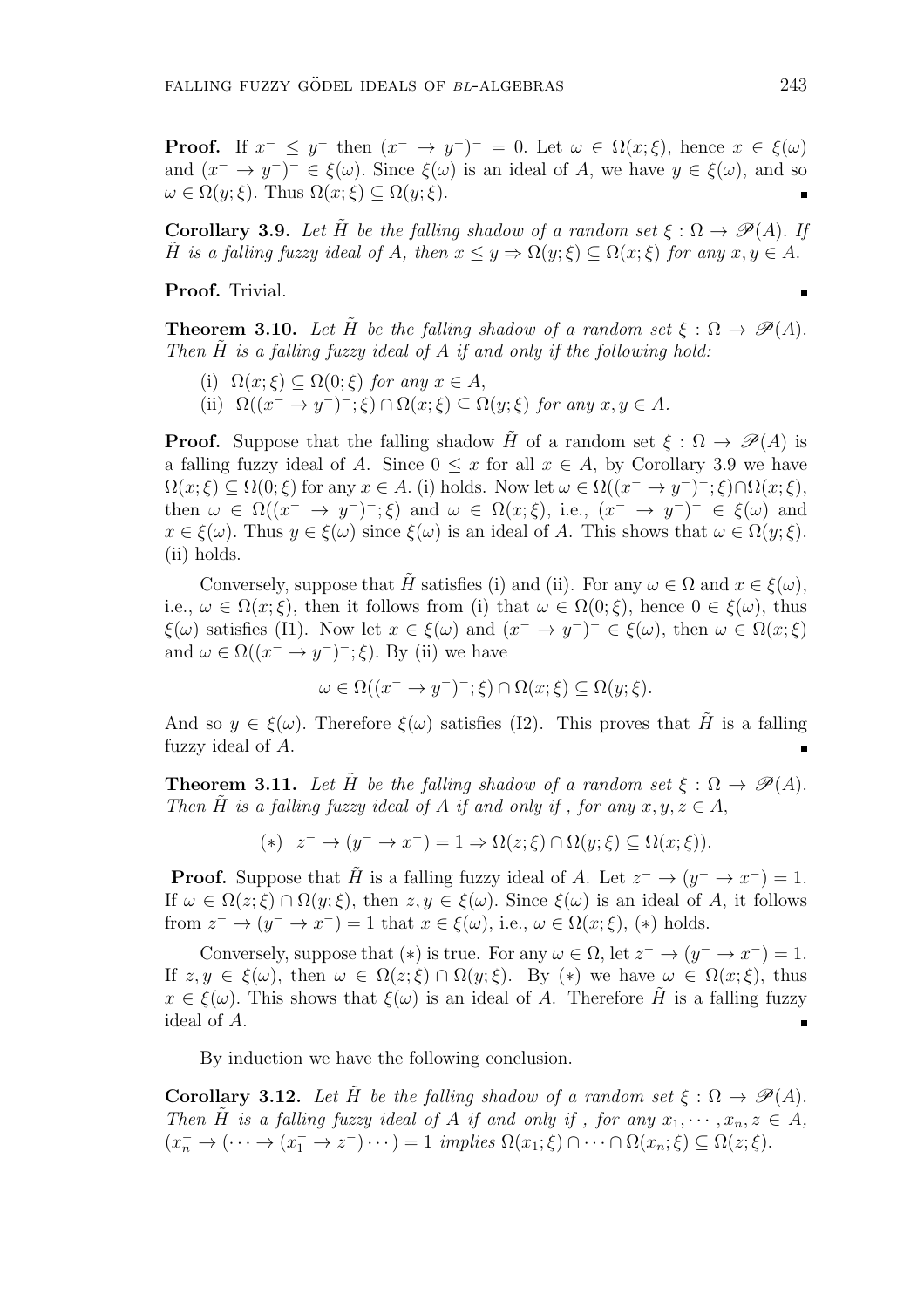**Proof.** If $x^- \leq y^-$ then $(x^- \to y^-)^- = 0$. Let $\omega \in \Omega(x;\xi)$, hence $x \in \xi(\omega)$ and $(x^- \to y^-)^- \in \xi(\omega)$. Since $\xi(\omega)$ is an ideal of $A$, we have $y \in \xi(\omega)$, and so $\omega \in \Omega(y;\xi)$. Thus $\Omega(x;\xi) \subseteq \Omega(y;\xi)$. ∎

**Corollary 3.9.** *Let $\tilde{H}$ be the falling shadow of a random set $\xi : \Omega \to \mathscr{P}(A)$. If $\tilde{H}$ is a falling fuzzy ideal of $A$, then $x \leq y \Rightarrow \Omega(y;\xi) \subseteq \Omega(x;\xi)$ for any $x, y \in A$.*

**Proof.** Trivial. ∎

**Theorem 3.10.** *Let $\tilde{H}$ be the falling shadow of a random set $\xi : \Omega \to \mathscr{P}(A)$. Then $\tilde{H}$ is a falling fuzzy ideal of $A$ if and only if the following hold:*

(i) *$\Omega(x;\xi) \subseteq \Omega(0;\xi)$ for any $x \in A$,*

(ii) *$\Omega((x^- \to y^-)^-;\xi) \cap \Omega(x;\xi) \subseteq \Omega(y;\xi)$ for any $x, y \in A$.*

**Proof.** Suppose that the falling shadow $\tilde{H}$ of a random set $\xi : \Omega \to \mathscr{P}(A)$ is a falling fuzzy ideal of $A$. Since $0 \leq x$ for all $x \in A$, by Corollary 3.9 we have $\Omega(x;\xi) \subseteq \Omega(0;\xi)$ for any $x \in A$. (i) holds. Now let $\omega \in \Omega((x^- \to y^-)^-;\xi) \cap \Omega(x;\xi)$, then $\omega \in \Omega((x^- \to y^-)^-;\xi)$ and $\omega \in \Omega(x;\xi)$, i.e., $(x^- \to y^-)^- \in \xi(\omega)$ and $x \in \xi(\omega)$. Thus $y \in \xi(\omega)$ since $\xi(\omega)$ is an ideal of $A$. This shows that $\omega \in \Omega(y;\xi)$. (ii) holds.

Conversely, suppose that $\tilde{H}$ satisfies (i) and (ii). For any $\omega \in \Omega$ and $x \in \xi(\omega)$, i.e., $\omega \in \Omega(x;\xi)$, then it follows from (i) that $\omega \in \Omega(0;\xi)$, hence $0 \in \xi(\omega)$, thus $\xi(\omega)$ satisfies (I1). Now let $x \in \xi(\omega)$ and $(x^- \to y^-)^- \in \xi(\omega)$, then $\omega \in \Omega(x;\xi)$ and $\omega \in \Omega((x^- \to y^-)^-;\xi)$. By (ii) we have

$$\omega \in \Omega((x^- \to y^-)^-;\xi) \cap \Omega(x;\xi) \subseteq \Omega(y;\xi).$$

And so $y \in \xi(\omega)$. Therefore $\xi(\omega)$ satisfies (I2). This proves that $\tilde{H}$ is a falling fuzzy ideal of $A$. ∎

**Theorem 3.11.** *Let $\tilde{H}$ be the falling shadow of a random set $\xi : \Omega \to \mathscr{P}(A)$. Then $\tilde{H}$ is a falling fuzzy ideal of $A$ if and only if , for any $x, y, z \in A$,*

$$(*) \quad z^- \to (y^- \to x^-) = 1 \Rightarrow \Omega(z;\xi) \cap \Omega(y;\xi) \subseteq \Omega(x;\xi)).$$

**Proof.** Suppose that $\tilde{H}$ is a falling fuzzy ideal of $A$. Let $z^- \to (y^- \to x^-) = 1$. If $\omega \in \Omega(z;\xi) \cap \Omega(y;\xi)$, then $z, y \in \xi(\omega)$. Since $\xi(\omega)$ is an ideal of $A$, it follows from $z^- \to (y^- \to x^-) = 1$ that $x \in \xi(\omega)$, i.e., $\omega \in \Omega(x;\xi)$, $(*)$ holds.

Conversely, suppose that $(*)$ is true. For any $\omega \in \Omega$, let $z^- \to (y^- \to x^-) = 1$. If $z, y \in \xi(\omega)$, then $\omega \in \Omega(z;\xi) \cap \Omega(y;\xi)$. By $(*)$ we have $\omega \in \Omega(x;\xi)$, thus $x \in \xi(\omega)$. This shows that $\xi(\omega)$ is an ideal of $A$. Therefore $\tilde{H}$ is a falling fuzzy ideal of $A$. ∎

By induction we have the following conclusion.

**Corollary 3.12.** *Let $\tilde{H}$ be the falling shadow of a random set $\xi : \Omega \to \mathscr{P}(A)$. Then $\tilde{H}$ is a falling fuzzy ideal of $A$ if and only if , for any $x_1, \cdots, x_n, z \in A$, $(x_n^- \to (\cdots \to (x_1^- \to z^-)\cdots) = 1$ implies $\Omega(x_1;\xi) \cap \cdots \cap \Omega(x_n;\xi) \subseteq \Omega(z;\xi)$.*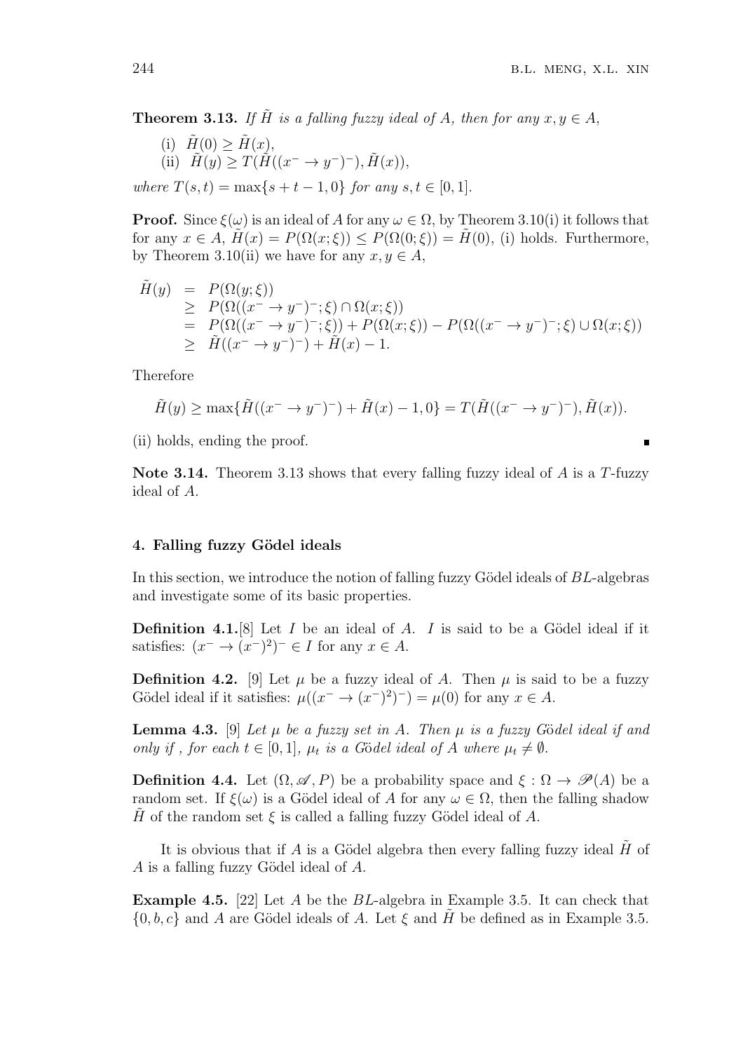**Theorem 3.13.** *If $\tilde{H}$ is a falling fuzzy ideal of $A$, then for any $x, y \in A$,*

(i) $\tilde{H}(0) \geq \tilde{H}(x)$,
(ii) $\tilde{H}(y) \geq T(\tilde{H}((x^- \to y^-)^-), \tilde{H}(x))$,

*where $T(s,t) = \max\{s + t - 1, 0\}$ for any $s, t \in [0,1]$.*

**Proof.** Since $\xi(\omega)$ is an ideal of $A$ for any $\omega \in \Omega$, by Theorem 3.10(i) it follows that for any $x \in A$, $\tilde{H}(x) = P(\Omega(x;\xi)) \leq P(\Omega(0;\xi)) = \tilde{H}(0)$, (i) holds. Furthermore, by Theorem 3.10(ii) we have for any $x, y \in A$,

$$\begin{aligned}
\tilde{H}(y) &= P(\Omega(y;\xi)) \\
&\geq P(\Omega((x^- \to y^-)^-;\xi) \cap \Omega(x;\xi)) \\
&= P(\Omega((x^- \to y^-)^-;\xi)) + P(\Omega(x;\xi)) - P(\Omega((x^- \to y^-)^-;\xi) \cup \Omega(x;\xi)) \\
&\geq \tilde{H}((x^- \to y^-)^-) + \tilde{H}(x) - 1.
\end{aligned}$$

Therefore

$$\tilde{H}(y) \geq \max\{\tilde{H}((x^- \to y^-)^-) + \tilde{H}(x) - 1, 0\} = T(\tilde{H}((x^- \to y^-)^-), \tilde{H}(x)).$$

(ii) holds, ending the proof. ∎

**Note 3.14.** Theorem 3.13 shows that every falling fuzzy ideal of $A$ is a $T$-fuzzy ideal of $A$.

#### 4. Falling fuzzy Gödel ideals

In this section, we introduce the notion of falling fuzzy Gödel ideals of $BL$-algebras and investigate some of its basic properties.

**Definition 4.1.**[8] Let $I$ be an ideal of $A$. $I$ is said to be a Gödel ideal if it satisfies: $(x^- \to (x^-)^2)^- \in I$ for any $x \in A$.

**Definition 4.2.** [9] Let $\mu$ be a fuzzy ideal of $A$. Then $\mu$ is said to be a fuzzy Gödel ideal if it satisfies: $\mu((x^- \to (x^-)^2)^-) = \mu(0)$ for any $x \in A$.

**Lemma 4.3.** [9] *Let $\mu$ be a fuzzy set in $A$. Then $\mu$ is a fuzzy Gödel ideal if and only if , for each $t \in [0,1]$, $\mu_t$ is a Gödel ideal of $A$ where $\mu_t \neq \emptyset$.*

**Definition 4.4.** Let $(\Omega, \mathscr{A}, P)$ be a probability space and $\xi : \Omega \to \mathscr{P}(A)$ be a random set. If $\xi(\omega)$ is a Gödel ideal of $A$ for any $\omega \in \Omega$, then the falling shadow $\tilde{H}$ of the random set $\xi$ is called a falling fuzzy Gödel ideal of $A$.

It is obvious that if $A$ is a Gödel algebra then every falling fuzzy ideal $\tilde{H}$ of $A$ is a falling fuzzy Gödel ideal of $A$.

**Example 4.5.** [22] Let $A$ be the $BL$-algebra in Example 3.5. It can check that $\{0, b, c\}$ and $A$ are Gödel ideals of $A$. Let $\xi$ and $\tilde{H}$ be defined as in Example 3.5.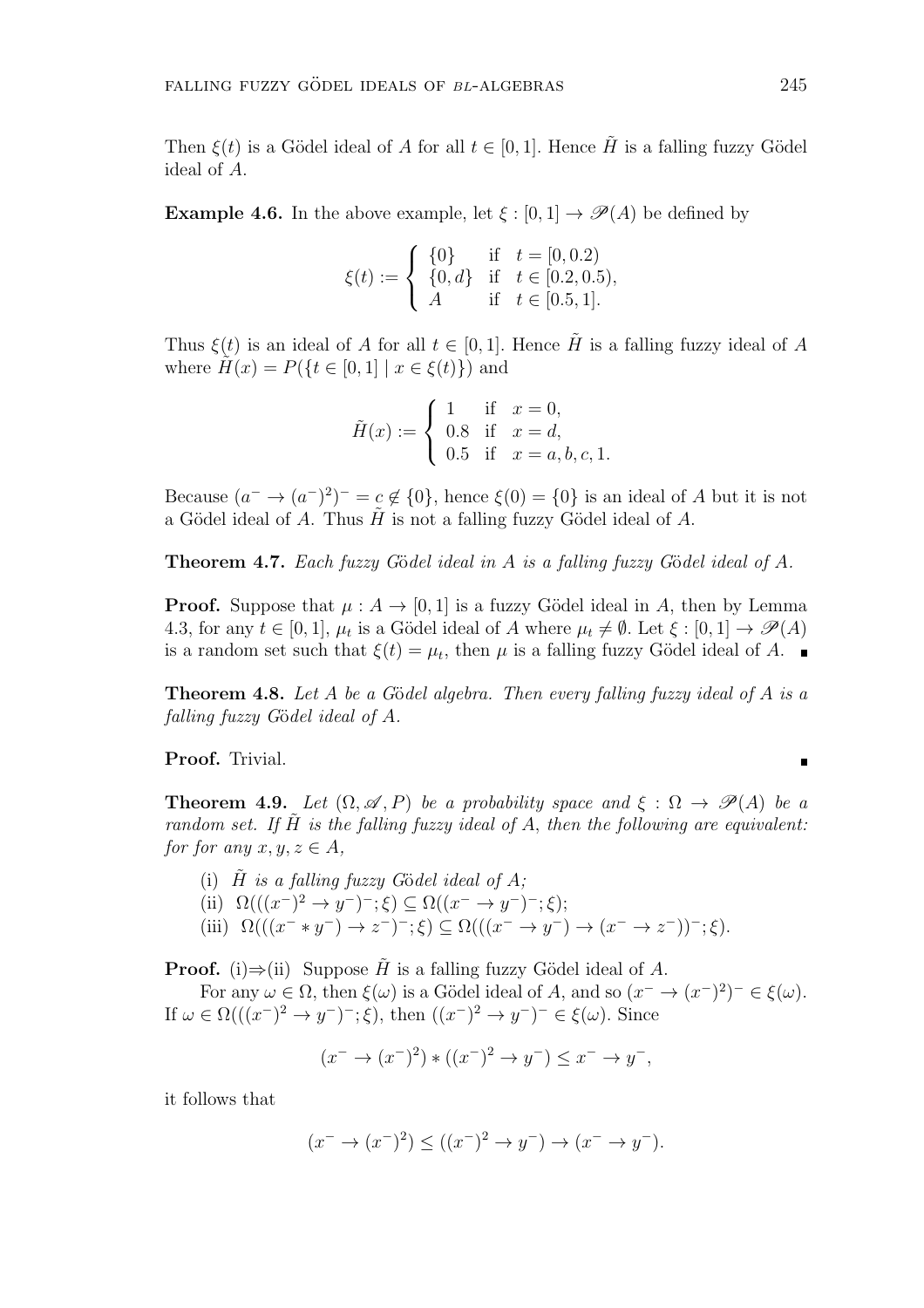Then $\xi(t)$ is a Gödel ideal of $A$ for all $t \in [0,1]$. Hence $\tilde{H}$ is a falling fuzzy Gödel ideal of $A$.

**Example 4.6.** In the above example, let $\xi : [0,1] \to \mathscr{P}(A)$ be defined by

$$\xi(t) := \begin{cases} \{0\} & \text{if } \ t = [0, 0.2) \\ \{0, d\} & \text{if } \ t \in [0.2, 0.5), \\ A & \text{if } \ t \in [0.5, 1]. \end{cases}$$

Thus $\xi(t)$ is an ideal of $A$ for all $t \in [0,1]$. Hence $\tilde{H}$ is a falling fuzzy ideal of $A$ where $\tilde{H}(x) = P(\{t \in [0,1] \mid x \in \xi(t)\})$ and

$$\tilde{H}(x) := \begin{cases} 1 & \text{if } \ x = 0, \\ 0.8 & \text{if } \ x = d, \\ 0.5 & \text{if } \ x = a, b, c, 1. \end{cases}$$

Because $(a^- \to (a^-)^2)^- = c \notin \{0\}$, hence $\xi(0) = \{0\}$ is an ideal of $A$ but it is not a Gödel ideal of $A$. Thus $\tilde{H}$ is not a falling fuzzy Gödel ideal of $A$.

**Theorem 4.7.** *Each fuzzy Gödel ideal in $A$ is a falling fuzzy Gödel ideal of $A$.*

**Proof.** Suppose that $\mu : A \to [0,1]$ is a fuzzy Gödel ideal in $A$, then by Lemma 4.3, for any $t \in [0,1]$, $\mu_t$ is a Gödel ideal of $A$ where $\mu_t \neq \emptyset$. Let $\xi : [0,1] \to \mathscr{P}(A)$ is a random set such that $\xi(t) = \mu_t$, then $\mu$ is a falling fuzzy Gödel ideal of $A$. ■

**Theorem 4.8.** *Let $A$ be a Gödel algebra. Then every falling fuzzy ideal of $A$ is a falling fuzzy Gödel ideal of $A$.*

**Proof.** Trivial. ■

**Theorem 4.9.** *Let $(\Omega, \mathscr{A}, P)$ be a probability space and $\xi : \Omega \to \mathscr{P}(A)$ be a random set. If $\tilde{H}$ is the falling fuzzy ideal of $A$, then the following are equivalent: for for any $x, y, z \in A$,*

(i) *$\tilde{H}$ is a falling fuzzy Gödel ideal of $A$;*
(ii) $\Omega(((x^-)^2 \to y^-)^-; \xi) \subseteq \Omega((x^- \to y^-)^-; \xi)$;
(iii) $\Omega(((x^- * y^-) \to z^-)^-; \xi) \subseteq \Omega(((x^- \to y^-) \to (x^- \to z^-))^-; \xi)$.

**Proof.** (i)⇒(ii) Suppose $\tilde{H}$ is a falling fuzzy Gödel ideal of $A$.

For any $\omega \in \Omega$, then $\xi(\omega)$ is a Gödel ideal of $A$, and so $(x^- \to (x^-)^2)^- \in \xi(\omega)$. If $\omega \in \Omega(((x^-)^2 \to y^-)^-; \xi)$, then $((x^-)^2 \to y^-)^- \in \xi(\omega)$. Since

$$(x^- \to (x^-)^2) * ((x^-)^2 \to y^-) \leq x^- \to y^-,$$

it follows that

$$(x^- \to (x^-)^2) \leq ((x^-)^2 \to y^-) \to (x^- \to y^-).$$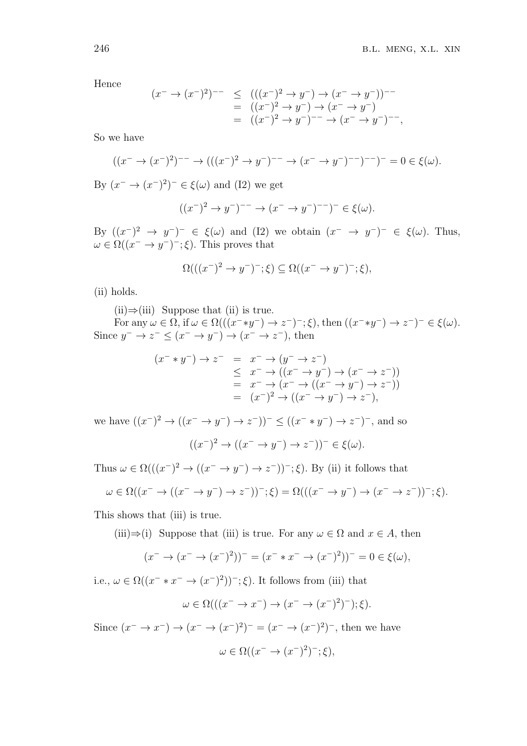Hence

$$
\begin{aligned}
(x^- \to (x^-)^2)^{--} &\leq (((x^-)^2 \to y^-) \to (x^- \to y^-))^{--} \\
&= ((x^-)^2 \to y^-) \to (x^- \to y^-) \\
&= ((x^-)^2 \to y^-)^{--} \to (x^- \to y^-)^{--},
\end{aligned}
$$

So we have

$$((x^- \to (x^-)^2)^{--} \to (((x^-)^2 \to y^-)^{--} \to (x^- \to y^-)^{--})^{--})^- = 0 \in \xi(\omega).$$

By $(x^- \to (x^-)^2)^- \in \xi(\omega)$ and (I2) we get

$$((x^-)^2 \to y^-)^{--} \to (x^- \to y^-)^{--})^- \in \xi(\omega).$$

By $((x^-)^2 \to y^-)^- \in \xi(\omega)$ and (I2) we obtain $(x^- \to y^-)^- \in \xi(\omega)$. Thus, $\omega \in \Omega((x^- \to y^-)^-; \xi)$. This proves that

$$\Omega(((x^-)^2 \to y^-)^-; \xi) \subseteq \Omega((x^- \to y^-)^-; \xi),$$

(ii) holds.

(ii)⇒(iii) Suppose that (ii) is true.

For any $\omega \in \Omega$, if $\omega \in \Omega(((x^- * y^-) \to z^-)^-; \xi)$, then $((x^- * y^-) \to z^-)^- \in \xi(\omega)$. Since $y^- \to z^- \leq (x^- \to y^-) \to (x^- \to z^-)$, then

$$
\begin{aligned}
(x^- * y^-) \to z^- &= x^- \to (y^- \to z^-) \\
&\leq x^- \to ((x^- \to y^-) \to (x^- \to z^-)) \\
&= x^- \to (x^- \to ((x^- \to y^-) \to z^-)) \\
&= (x^-)^2 \to ((x^- \to y^-) \to z^-),
\end{aligned}
$$

we have $((x^-)^2 \to ((x^- \to y^-) \to z^-))^- \leq ((x^- * y^-) \to z^-)^-$, and so

$$((x^-)^2 \to ((x^- \to y^-) \to z^-))^- \in \xi(\omega).$$

Thus $\omega \in \Omega(((x^-)^2 \to ((x^- \to y^-) \to z^-))^-; \xi)$. By (ii) it follows that

$$\omega \in \Omega((x^- \to ((x^- \to y^-) \to z^-))^-; \xi) = \Omega(((x^- \to y^-) \to (x^- \to z^-))^-; \xi).$$

This shows that (iii) is true.

(iii)⇒(i) Suppose that (iii) is true. For any $\omega \in \Omega$ and $x \in A$, then

$$(x^- \to (x^- \to (x^-)^2))^- = (x^- * x^- \to (x^-)^2))^- = 0 \in \xi(\omega),$$

i.e., $\omega \in \Omega((x^- * x^- \to (x^-)^2))^-; \xi)$. It follows from (iii) that

$$\omega \in \Omega(((x^- \to x^-) \to (x^- \to (x^-)^2)^-); \xi).$$

Since $(x^- \to x^-) \to (x^- \to (x^-)^2)^- = (x^- \to (x^-)^2)^-$, then we have

$$\omega \in \Omega((x^- \to (x^-)^2)^-; \xi),$$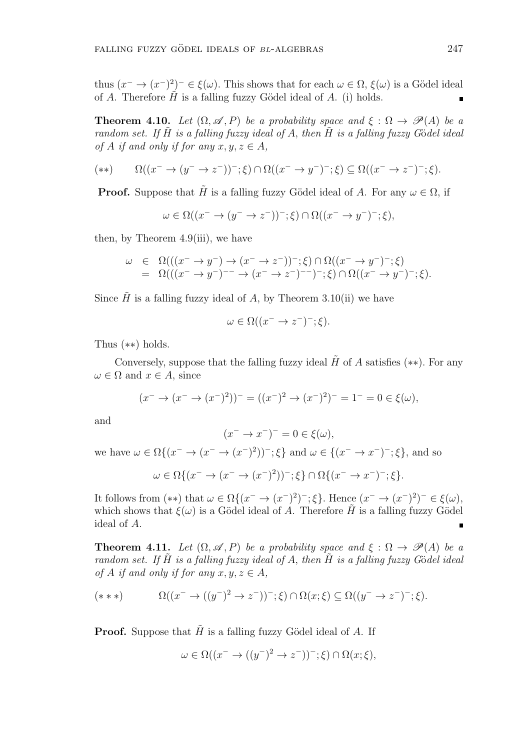thus $(x^- \to (x^-)^2)^- \in \xi(\omega)$. This shows that for each $\omega \in \Omega$, $\xi(\omega)$ is a Gödel ideal of $A$. Therefore $\tilde{H}$ is a falling fuzzy Gödel ideal of $A$. (i) holds. ∎

**Theorem 4.10.** *Let $(\Omega, \mathscr{A}, P)$ be a probability space and $\xi : \Omega \to \mathscr{P}(A)$ be a random set. If $\tilde{H}$ is a falling fuzzy ideal of $A$, then $\tilde{H}$ is a falling fuzzy Gödel ideal of $A$ if and only if for any $x, y, z \in A$,*

$$(**) \qquad \Omega((x^- \to (y^- \to z^-))^-; \xi) \cap \Omega((x^- \to y^-)^-; \xi) \subseteq \Omega((x^- \to z^-)^-; \xi).$$

**Proof.** Suppose that $\tilde{H}$ is a falling fuzzy Gödel ideal of $A$. For any $\omega \in \Omega$, if

$$\omega \in \Omega((x^- \to (y^- \to z^-))^-; \xi) \cap \Omega((x^- \to y^-)^-; \xi),$$

then, by Theorem 4.9(iii), we have

$$\begin{aligned} \omega &\in \Omega(((x^- \to y^-) \to (x^- \to z^-))^-; \xi) \cap \Omega((x^- \to y^-)^-; \xi) \\ &= \Omega(((x^- \to y^-)^{--} \to (x^- \to z^-)^{--})^-; \xi) \cap \Omega((x^- \to y^-)^-; \xi). \end{aligned}$$

Since $\tilde{H}$ is a falling fuzzy ideal of $A$, by Theorem 3.10(ii) we have

$$\omega \in \Omega((x^- \to z^-)^-; \xi).$$

Thus $(**)$ holds.

Conversely, suppose that the falling fuzzy ideal $\tilde{H}$ of $A$ satisfies $(**)$. For any $\omega \in \Omega$ and $x \in A$, since

$$(x^- \to (x^- \to (x^-)^2))^- = ((x^-)^2 \to (x^-)^2)^- = 1^- = 0 \in \xi(\omega),$$

and

$$(x^- \to x^-)^- = 0 \in \xi(\omega),$$

we have $\omega \in \Omega\{(x^- \to (x^- \to (x^-)^2))^-; \xi\}$ and $\omega \in \{(x^- \to x^-)^-; \xi\}$, and so

$$\omega \in \Omega\{(x^- \to (x^- \to (x^-)^2))^-; \xi\} \cap \Omega\{(x^- \to x^-)^-; \xi\}.$$

It follows from $(**)$ that $\omega \in \Omega\{(x^- \to (x^-)^2)^-; \xi\}$. Hence $(x^- \to (x^-)^2)^- \in \xi(\omega)$, which shows that $\xi(\omega)$ is a Gödel ideal of $A$. Therefore $\tilde{H}$ is a falling fuzzy Gödel ideal of $A$. ∎

**Theorem 4.11.** *Let $(\Omega, \mathscr{A}, P)$ be a probability space and $\xi : \Omega \to \mathscr{P}(A)$ be a random set. If $\tilde{H}$ is a falling fuzzy ideal of $A$, then $\tilde{H}$ is a falling fuzzy Gödel ideal of $A$ if and only if for any $x, y, z \in A$,*

$$(***) \qquad \Omega((x^- \to ((y^-)^2 \to z^-))^-; \xi) \cap \Omega(x; \xi) \subseteq \Omega((y^- \to z^-)^-; \xi).$$

**Proof.** Suppose that $\tilde{H}$ is a falling fuzzy Gödel ideal of $A$. If

$$\omega \in \Omega((x^- \to ((y^-)^2 \to z^-))^-; \xi) \cap \Omega(x; \xi),$$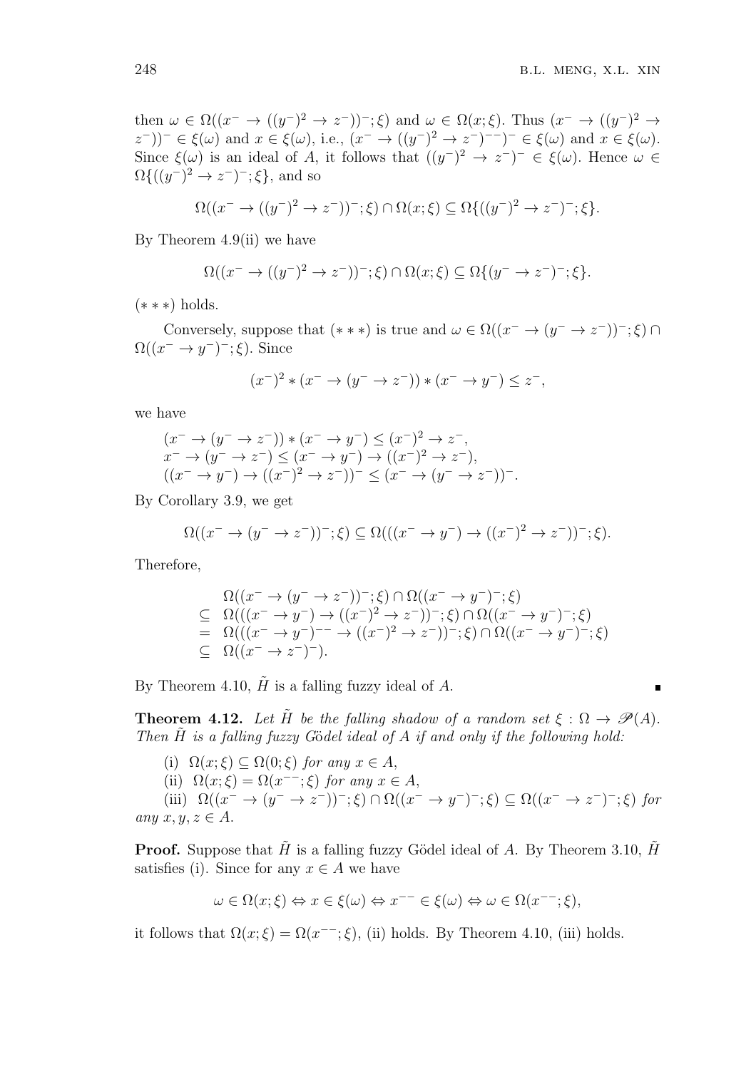then $\omega \in \Omega((x^- \to ((y^-)^2 \to z^-))^-;\xi)$ and $\omega \in \Omega(x;\xi)$. Thus $(x^- \to ((y^-)^2 \to z^-))^- \in \xi(\omega)$ and $x \in \xi(\omega)$, i.e., $(x^- \to ((y^-)^2 \to z^-)^{--})^- \in \xi(\omega)$ and $x \in \xi(\omega)$. Since $\xi(\omega)$ is an ideal of $A$, it follows that $((y^-)^2 \to z^-)^- \in \xi(\omega)$. Hence $\omega \in \Omega\{((y^-)^2 \to z^-)^-;\xi\}$, and so

$$\Omega((x^- \to ((y^-)^2 \to z^-))^-;\xi) \cap \Omega(x;\xi) \subseteq \Omega\{((y^-)^2 \to z^-)^-;\xi\}.$$

By Theorem 4.9(ii) we have

$$\Omega((x^- \to ((y^-)^2 \to z^-))^-;\xi) \cap \Omega(x;\xi) \subseteq \Omega\{(y^- \to z^-)^-;\xi\}.$$

$(***)$ holds.

Conversely, suppose that $(***)$ is true and $\omega \in \Omega((x^- \to (y^- \to z^-))^-;\xi) \cap \Omega((x^- \to y^-)^-;\xi)$. Since

$$(x^-)^2 * (x^- \to (y^- \to z^-)) * (x^- \to y^-) \le z^-,$$

we have

$$\begin{aligned}
&(x^- \to (y^- \to z^-)) * (x^- \to y^-) \le (x^-)^2 \to z^-,\\
&x^- \to (y^- \to z^-) \le (x^- \to y^-) \to ((x^-)^2 \to z^-),\\
&((x^- \to y^-) \to ((x^-)^2 \to z^-))^- \le (x^- \to (y^- \to z^-))^-.
\end{aligned}$$

By Corollary 3.9, we get

$$\Omega((x^- \to (y^- \to z^-))^-;\xi) \subseteq \Omega(((x^- \to y^-) \to ((x^-)^2 \to z^-))^-;\xi).$$

Therefore,

$$\begin{aligned}
&\Omega((x^- \to (y^- \to z^-))^-;\xi) \cap \Omega((x^- \to y^-)^-;\xi)\\
\subseteq\ &\Omega(((x^- \to y^-) \to ((x^-)^2 \to z^-))^-;\xi) \cap \Omega((x^- \to y^-)^-;\xi)\\
=\ &\Omega(((x^- \to y^-)^{--} \to ((x^-)^2 \to z^-))^-;\xi) \cap \Omega((x^- \to y^-)^-;\xi)\\
\subseteq\ &\Omega((x^- \to z^-)^-).
\end{aligned}$$

By Theorem 4.10, $\tilde{H}$ is a falling fuzzy ideal of $A$. ∎

**Theorem 4.12.** *Let $\tilde{H}$ be the falling shadow of a random set $\xi : \Omega \to \mathscr{P}(A)$. Then $\tilde{H}$ is a falling fuzzy Gödel ideal of $A$ if and only if the following hold:*

(i) $\Omega(x;\xi) \subseteq \Omega(0;\xi)$ *for any* $x \in A$,

(ii) $\Omega(x;\xi) = \Omega(x^{--};\xi)$ *for any* $x \in A$,

(iii) $\Omega((x^- \to (y^- \to z^-))^-;\xi) \cap \Omega((x^- \to y^-)^-;\xi) \subseteq \Omega((x^- \to z^-)^-;\xi)$ *for any* $x, y, z \in A$.

**Proof.** Suppose that $\tilde{H}$ is a falling fuzzy Gödel ideal of $A$. By Theorem 3.10, $\tilde{H}$ satisfies (i). Since for any $x \in A$ we have

$$\omega \in \Omega(x;\xi) \Leftrightarrow x \in \xi(\omega) \Leftrightarrow x^{--} \in \xi(\omega) \Leftrightarrow \omega \in \Omega(x^{--};\xi),$$

it follows that $\Omega(x;\xi) = \Omega(x^{--};\xi)$, (ii) holds. By Theorem 4.10, (iii) holds.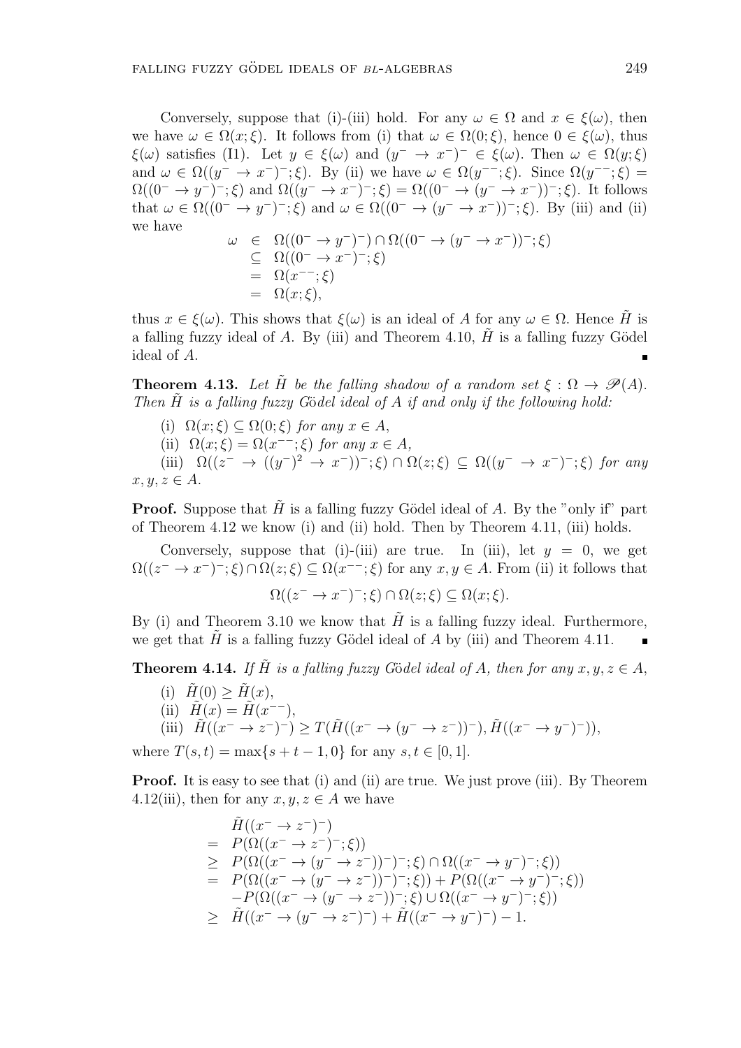Conversely, suppose that (i)-(iii) hold. For any $\omega \in \Omega$ and $x \in \xi(\omega)$, then we have $\omega \in \Omega(x;\xi)$. It follows from (i) that $\omega \in \Omega(0;\xi)$, hence $0 \in \xi(\omega)$, thus $\xi(\omega)$ satisfies (I1). Let $y \in \xi(\omega)$ and $(y^- \to x^-)^- \in \xi(\omega)$. Then $\omega \in \Omega(y;\xi)$ and $\omega \in \Omega((y^- \to x^-)^-;\xi)$. By (ii) we have $\omega \in \Omega(y^{--};\xi)$. Since $\Omega(y^{--};\xi) = \Omega((0^- \to y^-)^-;\xi)$ and $\Omega((y^- \to x^-)^-;\xi) = \Omega((0^- \to (y^- \to x^-))^-;\xi)$. It follows that $\omega \in \Omega((0^- \to y^-)^-;\xi)$ and $\omega \in \Omega((0^- \to (y^- \to x^-))^-;\xi)$. By (iii) and (ii) we have

$$
\begin{aligned}
\omega &\in \Omega((0^- \to y^-)^-) \cap \Omega((0^- \to (y^- \to x^-))^-;\xi) \\
&\subseteq \Omega((0^- \to x^-)^-;\xi) \\
&= \Omega(x^{--};\xi) \\
&= \Omega(x;\xi),
\end{aligned}
$$

thus $x \in \xi(\omega)$. This shows that $\xi(\omega)$ is an ideal of $A$ for any $\omega \in \Omega$. Hence $\tilde{H}$ is a falling fuzzy ideal of $A$. By (iii) and Theorem 4.10, $\tilde{H}$ is a falling fuzzy Gödel ideal of $A$. ∎

**Theorem 4.13.** *Let $\tilde{H}$ be the falling shadow of a random set $\xi : \Omega \to \mathscr{P}(A)$. Then $\tilde{H}$ is a falling fuzzy Gödel ideal of $A$ if and only if the following hold:*

(i) $\Omega(x;\xi) \subseteq \Omega(0;\xi)$ *for any $x \in A$,*

(ii) $\Omega(x;\xi) = \Omega(x^{--};\xi)$ *for any $x \in A$,*

(iii) $\Omega((z^- \to ((y^-)^2 \to x^-))^-;\xi) \cap \Omega(z;\xi) \subseteq \Omega((y^- \to x^-)^-;\xi)$ *for any $x, y, z \in A$.*

**Proof.** Suppose that $\tilde{H}$ is a falling fuzzy Gödel ideal of $A$. By the "only if" part of Theorem 4.12 we know (i) and (ii) hold. Then by Theorem 4.11, (iii) holds.

Conversely, suppose that (i)-(iii) are true. In (iii), let $y = 0$, we get $\Omega((z^- \to x^-)^-;\xi) \cap \Omega(z;\xi) \subseteq \Omega(x^{--};\xi)$ for any $x, y \in A$. From (ii) it follows that

$$
\Omega((z^- \to x^-)^-;\xi) \cap \Omega(z;\xi) \subseteq \Omega(x;\xi).
$$

By (i) and Theorem 3.10 we know that $\tilde{H}$ is a falling fuzzy ideal. Furthermore, we get that $\tilde{H}$ is a falling fuzzy Gödel ideal of $A$ by (iii) and Theorem 4.11. ∎

**Theorem 4.14.** *If $\tilde{H}$ is a falling fuzzy Gödel ideal of $A$, then for any $x, y, z \in A$,*

(i) $\tilde{H}(0) \geq \tilde{H}(x)$,

(ii) $\tilde{H}(x) = \tilde{H}(x^{--})$,

(iii) $\tilde{H}((x^- \to z^-)^-) \geq T(\tilde{H}((x^- \to (y^- \to z^-))^-), \tilde{H}((x^- \to y^-)^-))$,

where $T(s,t) = \max\{s + t - 1, 0\}$ for any $s, t \in [0,1]$.

**Proof.** It is easy to see that (i) and (ii) are true. We just prove (iii). By Theorem 4.12(iii), then for any $x, y, z \in A$ we have

$$
\begin{aligned}
&\tilde{H}((x^- \to z^-)^-) \\
= \ & P(\Omega((x^- \to z^-)^-;\xi)) \\
\geq \ & P(\Omega((x^- \to (y^- \to z^-))^-)^-;\xi) \cap \Omega((x^- \to y^-)^-;\xi)) \\
= \ & P(\Omega((x^- \to (y^- \to z^-))^-)^-;\xi)) + P(\Omega((x^- \to y^-)^-;\xi)) \\
& -P(\Omega((x^- \to (y^- \to z^-))^-;\xi) \cup \Omega((x^- \to y^-)^-;\xi)) \\
\geq \ & \tilde{H}((x^- \to (y^- \to z^-)^-) + \tilde{H}((x^- \to y^-)^-) - 1.
\end{aligned}
$$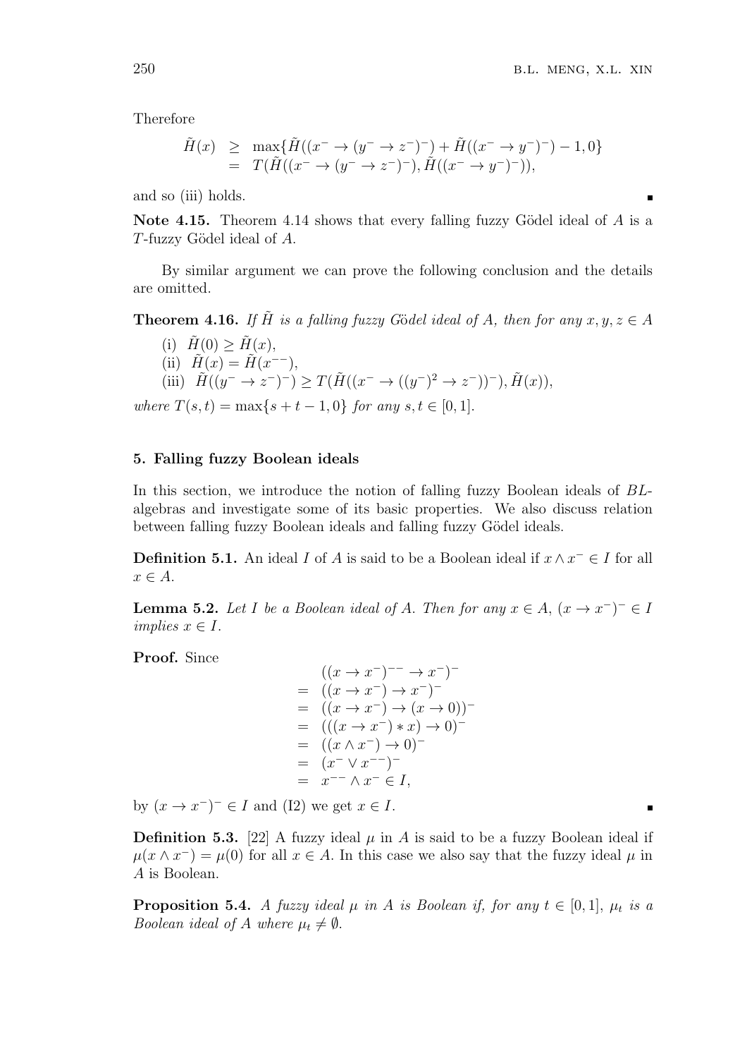Therefore

$$
\begin{aligned}
\tilde{H}(x) &\geq \max\{\tilde{H}((x^- \to (y^- \to z^-)^-) + \tilde{H}((x^- \to y^-)^-) - 1, 0\} \\
&= T(\tilde{H}((x^- \to (y^- \to z^-)^-), \tilde{H}((x^- \to y^-)^-)),
\end{aligned}
$$

and so (iii) holds. ∎

**Note 4.15.** Theorem 4.14 shows that every falling fuzzy Gödel ideal of $A$ is a $T$-fuzzy Gödel ideal of $A$.

By similar argument we can prove the following conclusion and the details are omitted.

**Theorem 4.16.** *If $\tilde{H}$ is a falling fuzzy Gödel ideal of $A$, then for any $x, y, z \in A$*

(i) $\tilde{H}(0) \geq \tilde{H}(x)$,

(ii) $\tilde{H}(x) = \tilde{H}(x^{--})$,

(iii) $\tilde{H}((y^- \to z^-)^-) \geq T(\tilde{H}((x^- \to ((y^-)^2 \to z^-))^-), \tilde{H}(x))$,

*where $T(s,t) = \max\{s + t - 1, 0\}$ for any $s, t \in [0,1]$.*

## 5. Falling fuzzy Boolean ideals

In this section, we introduce the notion of falling fuzzy Boolean ideals of $BL$-algebras and investigate some of its basic properties. We also discuss relation between falling fuzzy Boolean ideals and falling fuzzy Gödel ideals.

**Definition 5.1.** An ideal $I$ of $A$ is said to be a Boolean ideal if $x \wedge x^- \in I$ for all $x \in A$.

**Lemma 5.2.** *Let $I$ be a Boolean ideal of $A$. Then for any $x \in A$, $(x \to x^-)^- \in I$ implies $x \in I$.*

**Proof.** Since

$$
\begin{aligned}
&((x \to x^-)^{--} \to x^-)^- \\
= \ &((x \to x^-) \to x^-)^- \\
= \ &((x \to x^-) \to (x \to 0))^- \\
= \ &(((x \to x^-) * x) \to 0)^- \\
= \ &((x \wedge x^-) \to 0)^- \\
= \ &(x^- \vee x^{--})^- \\
= \ &x^{--} \wedge x^- \in I,
\end{aligned}
$$

by $(x \to x^-)^- \in I$ and (I2) we get $x \in I$. ∎

**Definition 5.3.** [22] A fuzzy ideal $\mu$ in $A$ is said to be a fuzzy Boolean ideal if $\mu(x \wedge x^-) = \mu(0)$ for all $x \in A$. In this case we also say that the fuzzy ideal $\mu$ in $A$ is Boolean.

**Proposition 5.4.** *A fuzzy ideal $\mu$ in $A$ is Boolean if, for any $t \in [0,1]$, $\mu_t$ is a Boolean ideal of $A$ where $\mu_t \neq \emptyset$.*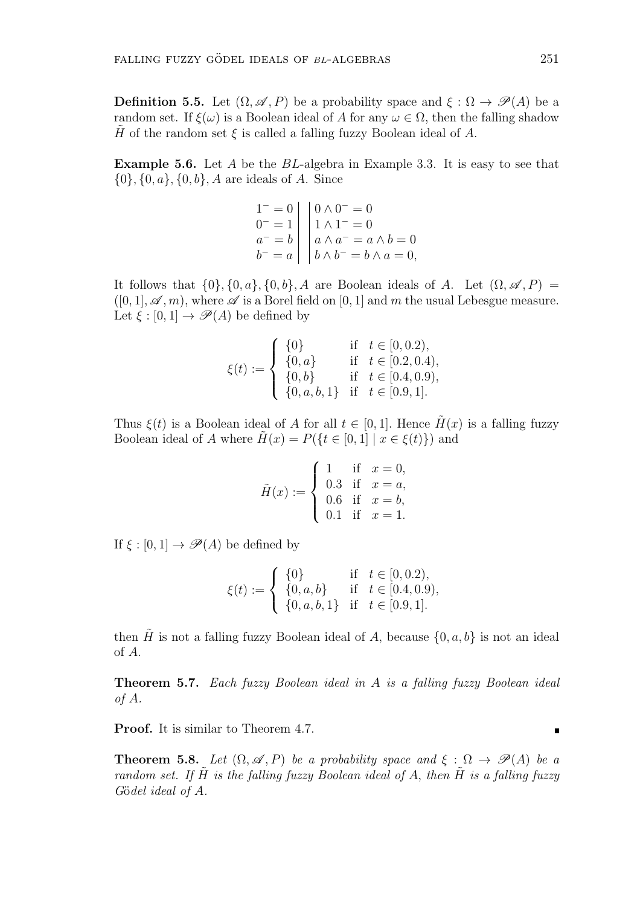**Definition 5.5.** Let $(\Omega, \mathscr{A}, P)$ be a probability space and $\xi : \Omega \to \mathscr{P}(A)$ be a random set. If $\xi(\omega)$ is a Boolean ideal of $A$ for any $\omega \in \Omega$, then the falling shadow $\tilde{H}$ of the random set $\xi$ is called a falling fuzzy Boolean ideal of $A$.

**Example 5.6.** Let $A$ be the $BL$-algebra in Example 3.3. It is easy to see that $\{0\}, \{0, a\}, \{0, b\}, A$ are ideals of $A$. Since

$$\begin{array}{l|l} 1^- = 0 & 0 \wedge 0^- = 0 \\ 0^- = 1 & 1 \wedge 1^- = 0 \\ a^- = b & a \wedge a^- = a \wedge b = 0 \\ b^- = a & b \wedge b^- = b \wedge a = 0, \end{array}$$

It follows that $\{0\}, \{0, a\}, \{0, b\}, A$ are Boolean ideals of $A$. Let $(\Omega, \mathscr{A}, P) = ([0, 1], \mathscr{A}, m)$, where $\mathscr{A}$ is a Borel field on $[0, 1]$ and $m$ the usual Lebesgue measure. Let $\xi : [0, 1] \to \mathscr{P}(A)$ be defined by

$$\xi(t) := \begin{cases} \{0\} & \text{if } \ t \in [0, 0.2), \\ \{0, a\} & \text{if } \ t \in [0.2, 0.4), \\ \{0, b\} & \text{if } \ t \in [0.4, 0.9), \\ \{0, a, b, 1\} & \text{if } \ t \in [0.9, 1]. \end{cases}$$

Thus $\xi(t)$ is a Boolean ideal of $A$ for all $t \in [0, 1]$. Hence $\tilde{H}(x)$ is a falling fuzzy Boolean ideal of $A$ where $\tilde{H}(x) = P(\{t \in [0, 1] \mid x \in \xi(t)\})$ and

$$\tilde{H}(x) := \begin{cases} 1 & \text{if } \ x = 0, \\ 0.3 & \text{if } \ x = a, \\ 0.6 & \text{if } \ x = b, \\ 0.1 & \text{if } \ x = 1. \end{cases}$$

If $\xi : [0, 1] \to \mathscr{P}(A)$ be defined by

$$\xi(t) := \begin{cases} \{0\} & \text{if } \ t \in [0, 0.2), \\ \{0, a, b\} & \text{if } \ t \in [0.4, 0.9), \\ \{0, a, b, 1\} & \text{if } \ t \in [0.9, 1]. \end{cases}$$

then $\tilde{H}$ is not a falling fuzzy Boolean ideal of $A$, because $\{0, a, b\}$ is not an ideal of $A$.

**Theorem 5.7.** *Each fuzzy Boolean ideal in $A$ is a falling fuzzy Boolean ideal of $A$.*

**Proof.** It is similar to Theorem 4.7. ∎

**Theorem 5.8.** *Let $(\Omega, \mathscr{A}, P)$ be a probability space and $\xi : \Omega \to \mathscr{P}(A)$ be a random set. If $\tilde{H}$ is the falling fuzzy Boolean ideal of $A$, then $\tilde{H}$ is a falling fuzzy Gödel ideal of $A$.*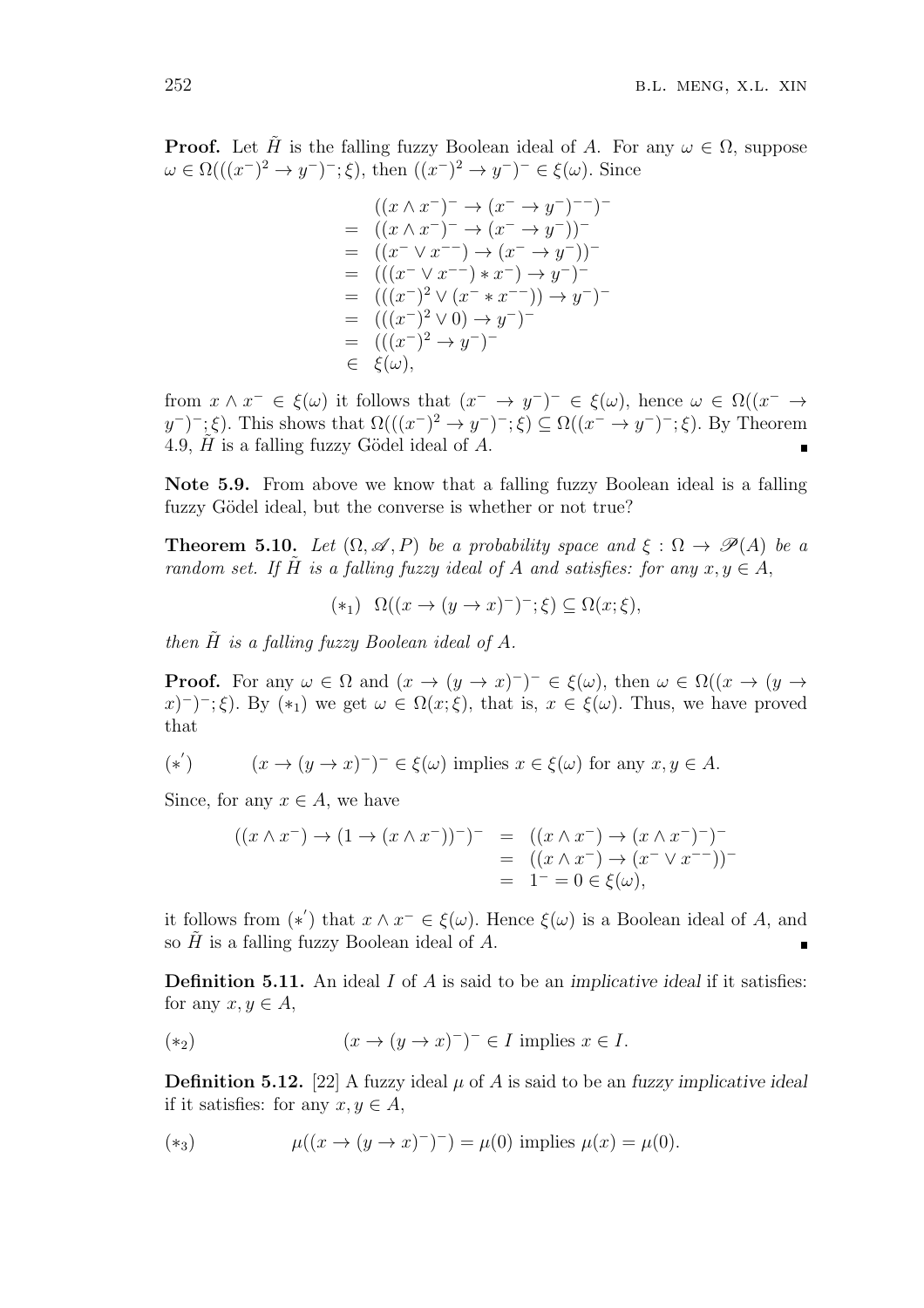**Proof.** Let $\tilde{H}$ is the falling fuzzy Boolean ideal of $A$. For any $\omega \in \Omega$, suppose $\omega \in \Omega(((x^-)^2 \to y^-)^-; \xi)$, then $((x^-)^2 \to y^-)^- \in \xi(\omega)$. Since

$$
\begin{aligned}
& ((x \wedge x^-)^- \to (x^- \to y^-)^{--})^- \\
= \ & ((x \wedge x^-)^- \to (x^- \to y^-))^- \\
= \ & ((x^- \vee x^{--}) \to (x^- \to y^-))^- \\
= \ & (((x^- \vee x^{--}) * x^-) \to y^-)^- \\
= \ & (((x^-)^2 \vee (x^- * x^{--})) \to y^-)^- \\
= \ & (((x^-)^2 \vee 0) \to y^-)^- \\
= \ & (((x^-)^2 \to y^-)^- \\
\in \ & \xi(\omega),
\end{aligned}
$$

from $x \wedge x^- \in \xi(\omega)$ it follows that $(x^- \to y^-)^- \in \xi(\omega)$, hence $\omega \in \Omega((x^- \to y^-)^-; \xi)$. This shows that $\Omega(((x^-)^2 \to y^-)^-; \xi) \subseteq \Omega((x^- \to y^-)^-; \xi)$. By Theorem 4.9, $\tilde{H}$ is a falling fuzzy Gödel ideal of $A$. ∎

**Note 5.9.** From above we know that a falling fuzzy Boolean ideal is a falling fuzzy Gödel ideal, but the converse is whether or not true?

**Theorem 5.10.** *Let $(\Omega, \mathscr{A}, P)$ be a probability space and $\xi : \Omega \to \mathscr{P}(A)$ be a random set. If $\tilde{H}$ is a falling fuzzy ideal of $A$ and satisfies: for any $x, y \in A$,*

$$(*_1) \quad \Omega((x \to (y \to x)^-)^-; \xi) \subseteq \Omega(x; \xi),$$

*then $\tilde{H}$ is a falling fuzzy Boolean ideal of $A$.*

**Proof.** For any $\omega \in \Omega$ and $(x \to (y \to x)^-)^- \in \xi(\omega)$, then $\omega \in \Omega((x \to (y \to x)^-)^-; \xi)$. By $(*_1)$ we get $\omega \in \Omega(x; \xi)$, that is, $x \in \xi(\omega)$. Thus, we have proved that

$$(*') \qquad (x \to (y \to x)^-)^- \in \xi(\omega) \text{ implies } x \in \xi(\omega) \text{ for any } x, y \in A.$$

Since, for any $x \in A$, we have

$$
\begin{aligned}
((x \wedge x^-) \to (1 \to (x \wedge x^-))^-)^- &= ((x \wedge x^-) \to (x \wedge x^-)^-)^- \\
&= ((x \wedge x^-) \to (x^- \vee x^{--}))^- \\
&= 1^- = 0 \in \xi(\omega),
\end{aligned}
$$

it follows from $(*')$ that $x \wedge x^- \in \xi(\omega)$. Hence $\xi(\omega)$ is a Boolean ideal of $A$, and so $\tilde{H}$ is a falling fuzzy Boolean ideal of $A$. ∎

**Definition 5.11.** An ideal $I$ of $A$ is said to be an *implicative ideal* if it satisfies: for any $x, y \in A$,

$$(*_2) \qquad (x \to (y \to x)^-)^- \in I \text{ implies } x \in I.$$

**Definition 5.12.** [22] A fuzzy ideal $\mu$ of $A$ is said to be an *fuzzy implicative ideal* if it satisfies: for any $x, y \in A$,

$$(*_3) \qquad \mu((x \to (y \to x)^-)^-) = \mu(0) \text{ implies } \mu(x) = \mu(0).$$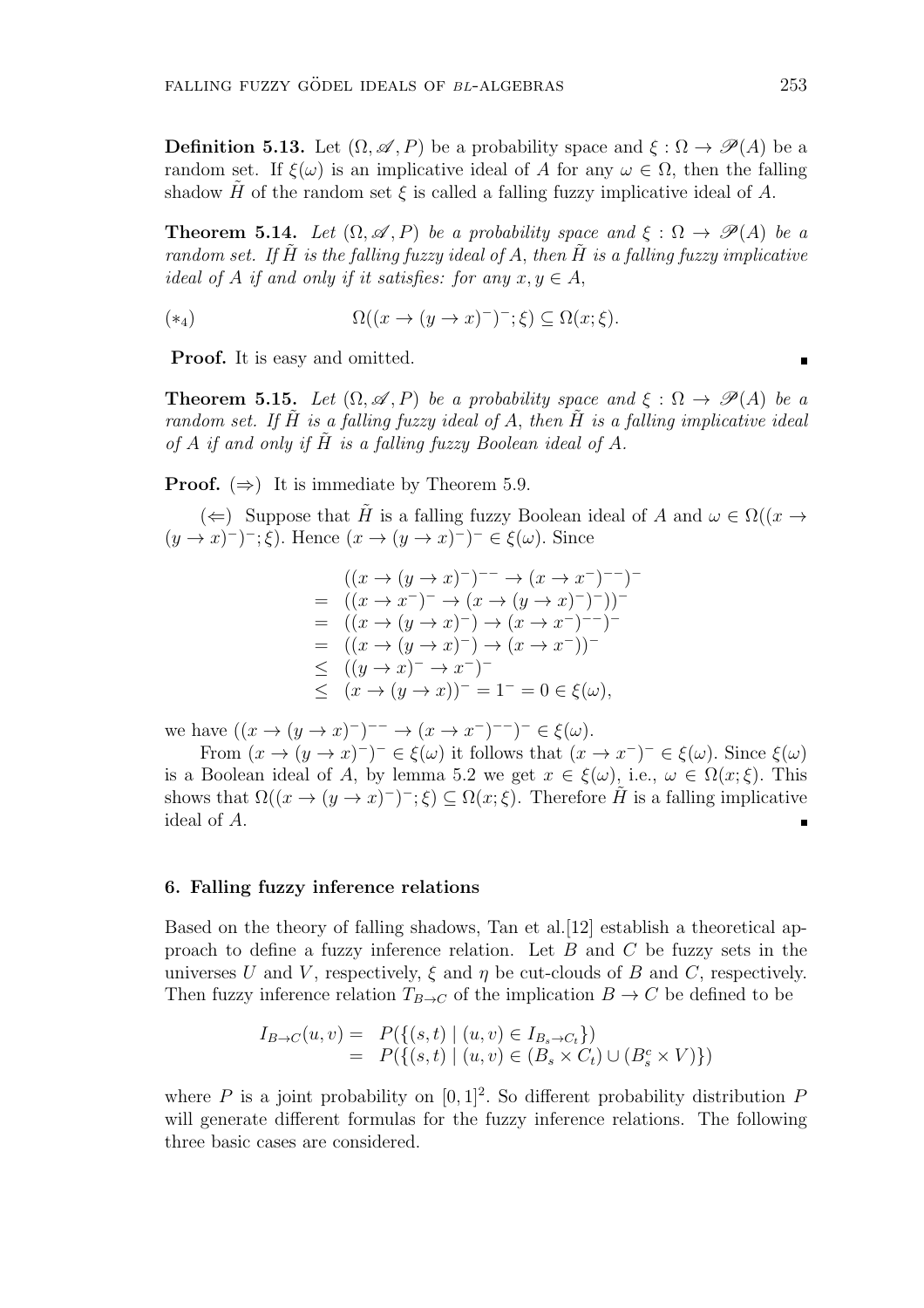**Definition 5.13.** Let $(\Omega, \mathscr{A}, P)$ be a probability space and $\xi : \Omega \to \mathscr{P}(A)$ be a random set. If $\xi(\omega)$ is an implicative ideal of $A$ for any $\omega \in \Omega$, then the falling shadow $\tilde{H}$ of the random set $\xi$ is called a falling fuzzy implicative ideal of $A$.

**Theorem 5.14.** *Let $(\Omega, \mathscr{A}, P)$ be a probability space and $\xi : \Omega \to \mathscr{P}(A)$ be a random set. If $\tilde{H}$ is the falling fuzzy ideal of $A$, then $\tilde{H}$ is a falling fuzzy implicative ideal of $A$ if and only if it satisfies: for any $x, y \in A$,*

$$(*_4) \qquad \Omega((x \to (y \to x)^-)^-; \xi) \subseteq \Omega(x; \xi).$$

**Proof.** It is easy and omitted. ∎

**Theorem 5.15.** *Let $(\Omega, \mathscr{A}, P)$ be a probability space and $\xi : \Omega \to \mathscr{P}(A)$ be a random set. If $\tilde{H}$ is a falling fuzzy ideal of $A$, then $\tilde{H}$ is a falling implicative ideal of $A$ if and only if $\tilde{H}$ is a falling fuzzy Boolean ideal of $A$.*

**Proof.** $(\Rightarrow)$ It is immediate by Theorem 5.9.

$(\Leftarrow)$ Suppose that $\tilde{H}$ is a falling fuzzy Boolean ideal of $A$ and $\omega \in \Omega((x \to (y \to x)^-)^-; \xi)$. Hence $(x \to (y \to x)^-)^- \in \xi(\omega)$. Since

$$\begin{aligned}
& ((x \to (y \to x)^-)^{--} \to (x \to x^-)^{--})^- \\
= \ & ((x \to x^-)^- \to (x \to (y \to x)^-)^-))^- \\
= \ & ((x \to (y \to x)^-) \to (x \to x^-)^{--})^- \\
= \ & ((x \to (y \to x)^-) \to (x \to x^-))^- \\
\leq \ & ((y \to x)^- \to x^-)^- \\
\leq \ & (x \to (y \to x))^- = 1^- = 0 \in \xi(\omega),
\end{aligned}$$

we have $((x \to (y \to x)^-)^{--} \to (x \to x^-)^{--})^- \in \xi(\omega)$.

From $(x \to (y \to x)^-)^- \in \xi(\omega)$ it follows that $(x \to x^-)^- \in \xi(\omega)$. Since $\xi(\omega)$ is a Boolean ideal of $A$, by lemma 5.2 we get $x \in \xi(\omega)$, i.e., $\omega \in \Omega(x; \xi)$. This shows that $\Omega((x \to (y \to x)^-)^-; \xi) \subseteq \Omega(x; \xi)$. Therefore $\tilde{H}$ is a falling implicative ideal of $A$. ∎

## 6. Falling fuzzy inference relations

Based on the theory of falling shadows, Tan et al.[12] establish a theoretical approach to define a fuzzy inference relation. Let $B$ and $C$ be fuzzy sets in the universes $U$ and $V$, respectively, $\xi$ and $\eta$ be cut-clouds of $B$ and $C$, respectively. Then fuzzy inference relation $T_{B \to C}$ of the implication $B \to C$ be defined to be

$$\begin{aligned}
I_{B \to C}(u, v) = \ & P(\{(s, t) \mid (u, v) \in I_{B_s \to C_t}\}) \\
= \ & P(\{(s, t) \mid (u, v) \in (B_s \times C_t) \cup (B_s^c \times V)\})
\end{aligned}$$

where $P$ is a joint probability on $[0, 1]^2$. So different probability distribution $P$ will generate different formulas for the fuzzy inference relations. The following three basic cases are considered.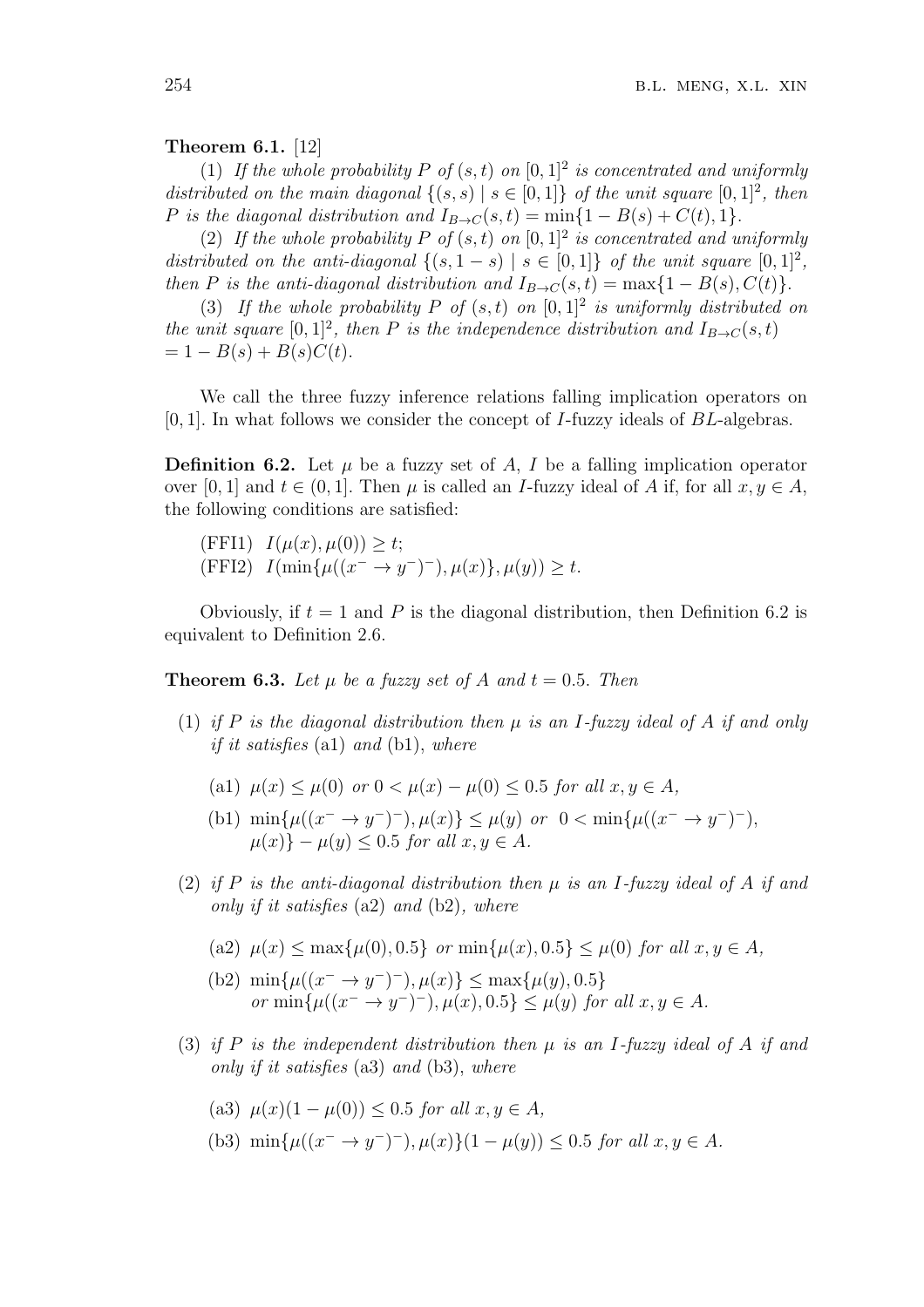**Theorem 6.1.** [12]

(1) *If the whole probability $P$ of $(s,t)$ on $[0,1]^2$ is concentrated and uniformly distributed on the main diagonal $\{(s,s) \mid s \in [0,1]\}$ of the unit square $[0,1]^2$, then $P$ is the diagonal distribution and $I_{B\to C}(s,t) = \min\{1 - B(s) + C(t), 1\}$.*

(2) *If the whole probability $P$ of $(s,t)$ on $[0,1]^2$ is concentrated and uniformly distributed on the anti-diagonal $\{(s, 1-s) \mid s \in [0,1]\}$ of the unit square $[0,1]^2$, then $P$ is the anti-diagonal distribution and $I_{B\to C}(s,t) = \max\{1 - B(s), C(t)\}$.*

(3) *If the whole probability $P$ of $(s,t)$ on $[0,1]^2$ is uniformly distributed on the unit square $[0,1]^2$, then $P$ is the independence distribution and $I_{B\to C}(s,t) = 1 - B(s) + B(s)C(t)$.*

We call the three fuzzy inference relations falling implication operators on $[0,1]$. In what follows we consider the concept of $I$-fuzzy ideals of $BL$-algebras.

**Definition 6.2.** Let $\mu$ be a fuzzy set of $A$, $I$ be a falling implication operator over $[0,1]$ and $t \in (0,1]$. Then $\mu$ is called an $I$-fuzzy ideal of $A$ if, for all $x, y \in A$, the following conditions are satisfied:

(FFI1) $I(\mu(x), \mu(0)) \geq t$;
(FFI2) $I(\min\{\mu((x^- \to y^-)^-), \mu(x)\}, \mu(y)) \geq t$.

Obviously, if $t = 1$ and $P$ is the diagonal distribution, then Definition 6.2 is equivalent to Definition 2.6.

**Theorem 6.3.** *Let $\mu$ be a fuzzy set of $A$ and $t = 0.5$. Then*

(1) *if $P$ is the diagonal distribution then $\mu$ is an $I$-fuzzy ideal of $A$ if and only if it satisfies* (a1) *and* (b1)*, where*

  (a1) $\mu(x) \leq \mu(0)$ *or* $0 < \mu(x) - \mu(0) \leq 0.5$ *for all* $x, y \in A$,

  (b1) $\min\{\mu((x^- \to y^-)^-), \mu(x)\} \leq \mu(y)$ *or* $0 < \min\{\mu((x^- \to y^-)^-), \mu(x)\} - \mu(y) \leq 0.5$ *for all* $x, y \in A$.

(2) *if $P$ is the anti-diagonal distribution then $\mu$ is an $I$-fuzzy ideal of $A$ if and only if it satisfies* (a2) *and* (b2)*, where*

  (a2) $\mu(x) \leq \max\{\mu(0), 0.5\}$ *or* $\min\{\mu(x), 0.5\} \leq \mu(0)$ *for all* $x, y \in A$,

  (b2) $\min\{\mu((x^- \to y^-)^-), \mu(x)\} \leq \max\{\mu(y), 0.5\}$ *or* $\min\{\mu((x^- \to y^-)^-), \mu(x), 0.5\} \leq \mu(y)$ *for all* $x, y \in A$.

(3) *if $P$ is the independent distribution then $\mu$ is an $I$-fuzzy ideal of $A$ if and only if it satisfies* (a3) *and* (b3)*, where*

  (a3) $\mu(x)(1 - \mu(0)) \leq 0.5$ *for all* $x, y \in A$,

  (b3) $\min\{\mu((x^- \to y^-)^-), \mu(x)\}(1 - \mu(y)) \leq 0.5$ *for all* $x, y \in A$.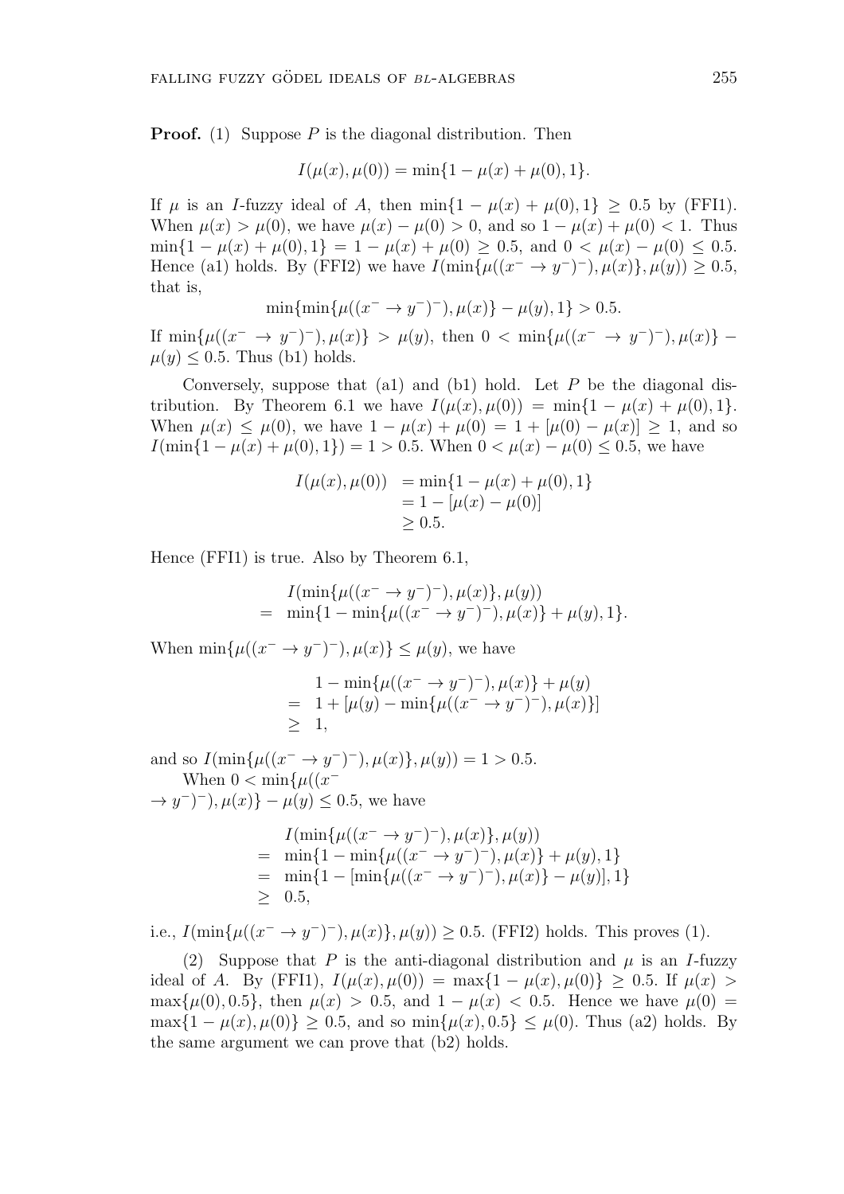**Proof.** (1) Suppose $P$ is the diagonal distribution. Then

$$I(\mu(x), \mu(0)) = \min\{1 - \mu(x) + \mu(0), 1\}.$$

If $\mu$ is an $I$-fuzzy ideal of $A$, then $\min\{1 - \mu(x) + \mu(0), 1\} \geq 0.5$ by (FFI1). When $\mu(x) > \mu(0)$, we have $\mu(x) - \mu(0) > 0$, and so $1 - \mu(x) + \mu(0) < 1$. Thus $\min\{1 - \mu(x) + \mu(0), 1\} = 1 - \mu(x) + \mu(0) \geq 0.5$, and $0 < \mu(x) - \mu(0) \leq 0.5$. Hence (a1) holds. By (FFI2) we have $I(\min\{\mu((x^- \to y^-)^-), \mu(x)\}, \mu(y)) \geq 0.5$, that is,

$$\min\{\min\{\mu((x^- \to y^-)^-), \mu(x)\} - \mu(y), 1\} > 0.5.$$

If $\min\{\mu((x^- \to y^-)^-), \mu(x)\} > \mu(y)$, then $0 < \min\{\mu((x^- \to y^-)^-), \mu(x)\} - \mu(y) \leq 0.5$. Thus (b1) holds.

Conversely, suppose that (a1) and (b1) hold. Let $P$ be the diagonal distribution. By Theorem 6.1 we have $I(\mu(x), \mu(0)) = \min\{1 - \mu(x) + \mu(0), 1\}$. When $\mu(x) \leq \mu(0)$, we have $1 - \mu(x) + \mu(0) = 1 + [\mu(0) - \mu(x)] \geq 1$, and so $I(\min\{1 - \mu(x) + \mu(0), 1\}) = 1 > 0.5$. When $0 < \mu(x) - \mu(0) \leq 0.5$, we have

$$\begin{aligned} I(\mu(x), \mu(0)) &= \min\{1 - \mu(x) + \mu(0), 1\} \\ &= 1 - [\mu(x) - \mu(0)] \\ &\geq 0.5. \end{aligned}$$

Hence (FFI1) is true. Also by Theorem 6.1,

$$\begin{aligned} & I(\min\{\mu((x^- \to y^-)^-), \mu(x)\}, \mu(y)) \\ = \ & \min\{1 - \min\{\mu((x^- \to y^-)^-), \mu(x)\} + \mu(y), 1\}. \end{aligned}$$

When $\min\{\mu((x^- \to y^-)^-), \mu(x)\} \leq \mu(y)$, we have

$$\begin{aligned} & 1 - \min\{\mu((x^- \to y^-)^-), \mu(x)\} + \mu(y) \\ = \ & 1 + [\mu(y) - \min\{\mu((x^- \to y^-)^-), \mu(x)\}] \\ \geq \ & 1, \end{aligned}$$

and so $I(\min\{\mu((x^- \to y^-)^-), \mu(x)\}, \mu(y)) = 1 > 0.5$.

When $0 < \min\{\mu((x^- \to y^-)^-), \mu(x)\} - \mu(y) \leq 0.5$, we have

$$\begin{aligned} & I(\min\{\mu((x^- \to y^-)^-), \mu(x)\}, \mu(y)) \\ = \ & \min\{1 - \min\{\mu((x^- \to y^-)^-), \mu(x)\} + \mu(y), 1\} \\ = \ & \min\{1 - [\min\{\mu((x^- \to y^-)^-), \mu(x)\} - \mu(y)], 1\} \\ \geq \ & 0.5, \end{aligned}$$

i.e., $I(\min\{\mu((x^- \to y^-)^-), \mu(x)\}, \mu(y)) \geq 0.5$. (FFI2) holds. This proves (1).

(2) Suppose that $P$ is the anti-diagonal distribution and $\mu$ is an $I$-fuzzy ideal of $A$. By (FFI1), $I(\mu(x), \mu(0)) = \max\{1 - \mu(x), \mu(0)\} \geq 0.5$. If $\mu(x) > \max\{\mu(0), 0.5\}$, then $\mu(x) > 0.5$, and $1 - \mu(x) < 0.5$. Hence we have $\mu(0) = \max\{1 - \mu(x), \mu(0)\} \geq 0.5$, and so $\min\{\mu(x), 0.5\} \leq \mu(0)$. Thus (a2) holds. By the same argument we can prove that (b2) holds.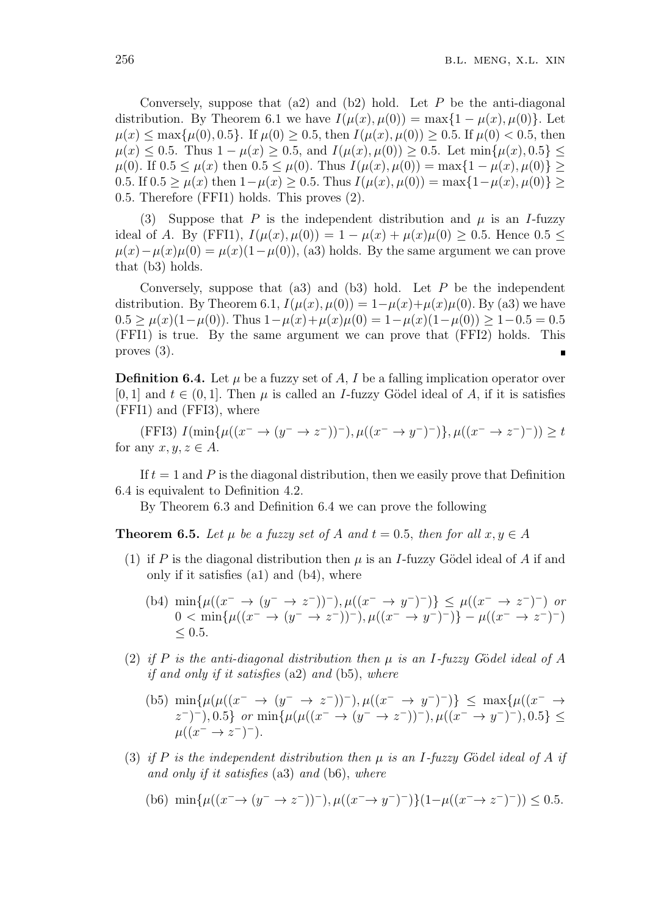Conversely, suppose that (a2) and (b2) hold. Let $P$ be the anti-diagonal distribution. By Theorem 6.1 we have $I(\mu(x), \mu(0)) = \max\{1 - \mu(x), \mu(0)\}$. Let $\mu(x) \leq \max\{\mu(0), 0.5\}$. If $\mu(0) \geq 0.5$, then $I(\mu(x), \mu(0)) \geq 0.5$. If $\mu(0) < 0.5$, then $\mu(x) \leq 0.5$. Thus $1 - \mu(x) \geq 0.5$, and $I(\mu(x), \mu(0)) \geq 0.5$. Let $\min\{\mu(x), 0.5\} \leq \mu(0)$. If $0.5 \leq \mu(x)$ then $0.5 \leq \mu(0)$. Thus $I(\mu(x), \mu(0)) = \max\{1 - \mu(x), \mu(0)\} \geq 0.5$. If $0.5 \geq \mu(x)$ then $1-\mu(x) \geq 0.5$. Thus $I(\mu(x), \mu(0)) = \max\{1-\mu(x), \mu(0)\} \geq 0.5$. Therefore (FFI1) holds. This proves (2).

(3) Suppose that $P$ is the independent distribution and $\mu$ is an $I$-fuzzy ideal of $A$. By (FFI1), $I(\mu(x), \mu(0)) = 1 - \mu(x) + \mu(x)\mu(0) \geq 0.5$. Hence $0.5 \leq \mu(x) - \mu(x)\mu(0) = \mu(x)(1-\mu(0))$, (a3) holds. By the same argument we can prove that (b3) holds.

Conversely, suppose that (a3) and (b3) hold. Let $P$ be the independent distribution. By Theorem 6.1, $I(\mu(x), \mu(0)) = 1-\mu(x)+\mu(x)\mu(0)$. By (a3) we have $0.5 \geq \mu(x)(1-\mu(0))$. Thus $1-\mu(x)+\mu(x)\mu(0) = 1-\mu(x)(1-\mu(0)) \geq 1-0.5 = 0.5$ (FFI1) is true. By the same argument we can prove that (FFI2) holds. This proves (3). ∎

**Definition 6.4.** Let $\mu$ be a fuzzy set of $A$, $I$ be a falling implication operator over $[0, 1]$ and $t \in (0, 1]$. Then $\mu$ is called an $I$-fuzzy Gödel ideal of $A$, if it is satisfies (FFI1) and (FFI3), where

(FFI3) $I(\min\{\mu((x^- \to (y^- \to z^-))^-), \mu((x^- \to y^-)^-)\}, \mu((x^- \to z^-)^-)) \geq t$ for any $x, y, z \in A$.

If $t = 1$ and $P$ is the diagonal distribution, then we easily prove that Definition 6.4 is equivalent to Definition 4.2.

By Theorem 6.3 and Definition 6.4 we can prove the following

**Theorem 6.5.** *Let $\mu$ be a fuzzy set of $A$ and $t = 0.5$, then for all $x, y \in A$*

(1) if $P$ is the diagonal distribution then $\mu$ is an $I$-fuzzy Gödel ideal of $A$ if and only if it satisfies (a1) and (b4), where

(b4) $\min\{\mu((x^- \to (y^- \to z^-))^-), \mu((x^- \to y^-)^-)\} \leq \mu((x^- \to z^-)^-)$ *or* $0 < \min\{\mu((x^- \to (y^- \to z^-))^-), \mu((x^- \to y^-)^-)\} - \mu((x^- \to z^-)^-) \leq 0.5$.

(2) *if $P$ is the anti-diagonal distribution then $\mu$ is an $I$-fuzzy Gödel ideal of $A$ if and only if it satisfies* (a2) *and* (b5), *where*

(b5) $\min\{\mu(\mu((x^- \to (y^- \to z^-))^-), \mu((x^- \to y^-)^-)\} \leq \max\{\mu((x^- \to z^-)^-), 0.5\}$ *or* $\min\{\mu(\mu((x^- \to (y^- \to z^-))^-), \mu((x^- \to y^-)^-), 0.5\} \leq \mu((x^- \to z^-)^-)$.

(3) *if $P$ is the independent distribution then $\mu$ is an $I$-fuzzy Gödel ideal of $A$ if and only if it satisfies* (a3) *and* (b6), *where*

(b6) $\min\{\mu((x^-\to (y^- \to z^-))^-), \mu((x^-\to y^-)^-)\}(1-\mu((x^-\to z^-)^-)) \leq 0.5$.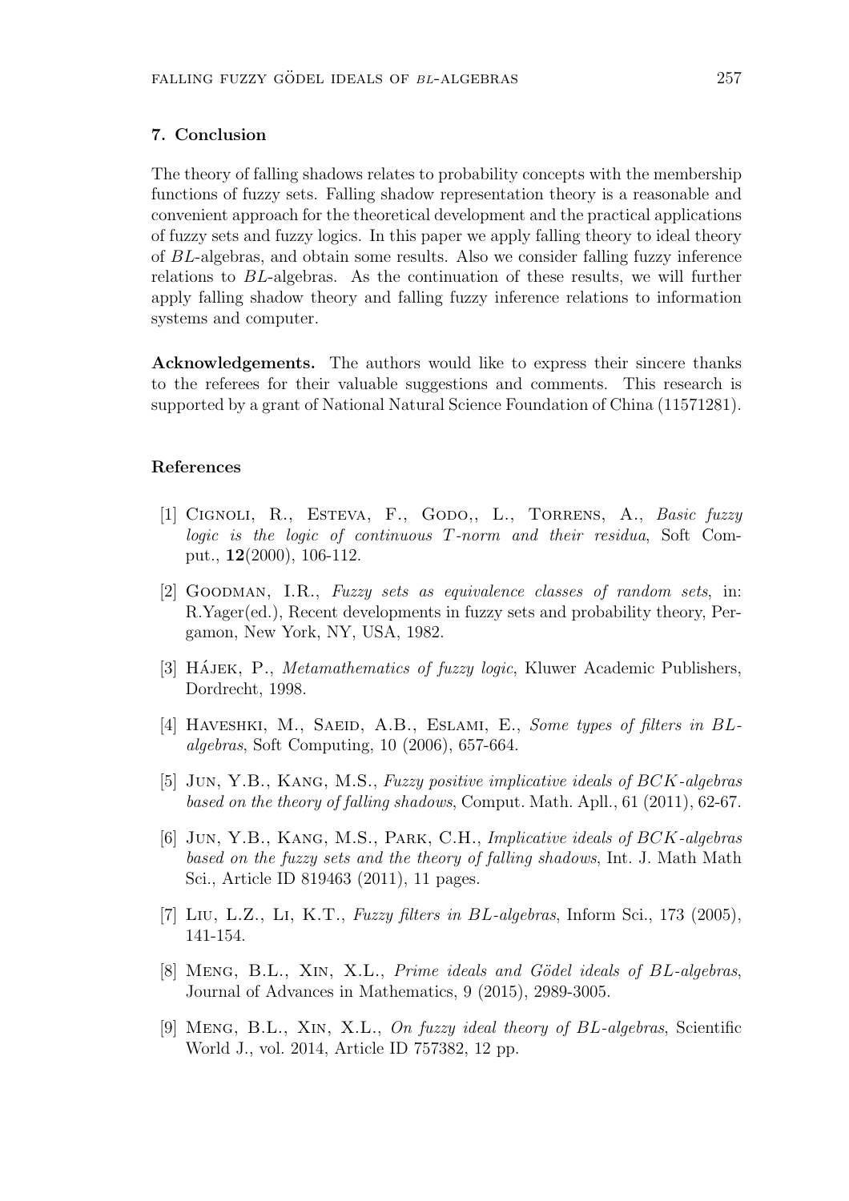## 7. Conclusion

The theory of falling shadows relates to probability concepts with the membership functions of fuzzy sets. Falling shadow representation theory is a reasonable and convenient approach for the theoretical development and the practical applications of fuzzy sets and fuzzy logics. In this paper we apply falling theory to ideal theory of $BL$-algebras, and obtain some results. Also we consider falling fuzzy inference relations to $BL$-algebras. As the continuation of these results, we will further apply falling shadow theory and falling fuzzy inference relations to information systems and computer.

**Acknowledgements.** The authors would like to express their sincere thanks to the referees for their valuable suggestions and comments. This research is supported by a grant of National Natural Science Foundation of China (11571281).

## References

[1] Cignoli, R., Esteva, F., Godo,, L., Torrens, A., *Basic fuzzy logic is the logic of continuous $T$-norm and their residua*, Soft Comput., **12**(2000), 106-112.

[2] Goodman, I.R., *Fuzzy sets as equivalence classes of random sets*, in: R.Yager(ed.), Recent developments in fuzzy sets and probability theory, Pergamon, New York, NY, USA, 1982.

[3] Hájek, P., *Metamathematics of fuzzy logic*, Kluwer Academic Publishers, Dordrecht, 1998.

[4] Haveshki, M., Saeid, A.B., Eslami, E., *Some types of filters in BL-algebras*, Soft Computing, 10 (2006), 657-664.

[5] Jun, Y.B., Kang, M.S., *Fuzzy positive implicative ideals of $BCK$-algebras based on the theory of falling shadows*, Comput. Math. Apll., 61 (2011), 62-67.

[6] Jun, Y.B., Kang, M.S., Park, C.H., *Implicative ideals of $BCK$-algebras based on the fuzzy sets and the theory of falling shadows*, Int. J. Math Math Sci., Article ID 819463 (2011), 11 pages.

[7] Liu, L.Z., Li, K.T., *Fuzzy filters in $BL$-algebras*, Inform Sci., 173 (2005), 141-154.

[8] Meng, B.L., Xin, X.L., *Prime ideals and Gödel ideals of $BL$-algebras*, Journal of Advances in Mathematics, 9 (2015), 2989-3005.

[9] Meng, B.L., Xin, X.L., *On fuzzy ideal theory of $BL$-algebras*, Scientific World J., vol. 2014, Article ID 757382, 12 pp.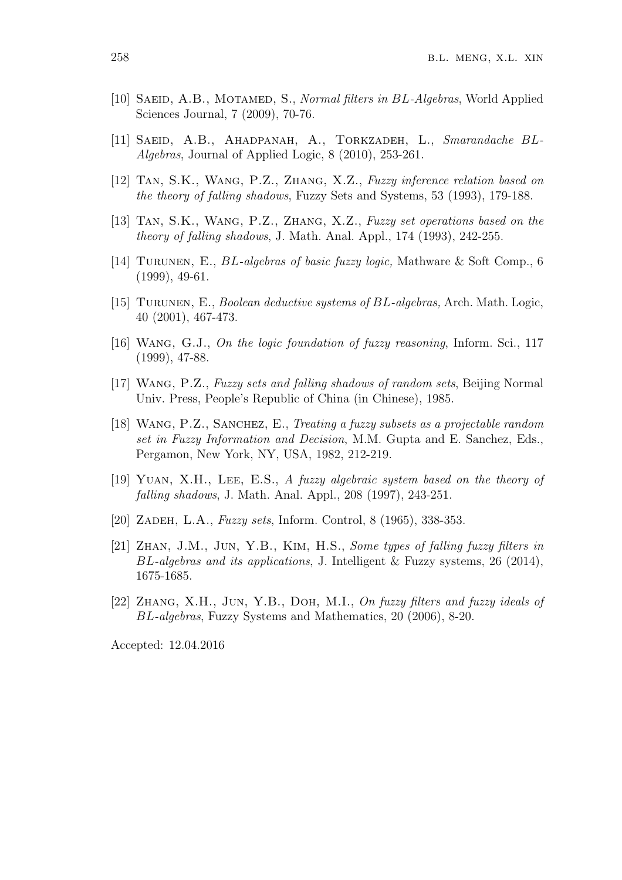[10] Saeid, A.B., Motamed, S., *Normal filters in BL-Algebras*, World Applied Sciences Journal, 7 (2009), 70-76.

[11] Saeid, A.B., Ahadpanah, A., Torkzadeh, L., *Smarandache BL-Algebras*, Journal of Applied Logic, 8 (2010), 253-261.

[12] Tan, S.K., Wang, P.Z., Zhang, X.Z., *Fuzzy inference relation based on the theory of falling shadows*, Fuzzy Sets and Systems, 53 (1993), 179-188.

[13] Tan, S.K., Wang, P.Z., Zhang, X.Z., *Fuzzy set operations based on the theory of falling shadows*, J. Math. Anal. Appl., 174 (1993), 242-255.

[14] Turunen, E., *BL-algebras of basic fuzzy logic,* Mathware & Soft Comp., 6 (1999), 49-61.

[15] Turunen, E., *Boolean deductive systems of BL-algebras,* Arch. Math. Logic, 40 (2001), 467-473.

[16] Wang, G.J., *On the logic foundation of fuzzy reasoning*, Inform. Sci., 117 (1999), 47-88.

[17] Wang, P.Z., *Fuzzy sets and falling shadows of random sets*, Beijing Normal Univ. Press, People's Republic of China (in Chinese), 1985.

[18] Wang, P.Z., Sanchez, E., *Treating a fuzzy subsets as a projectable random set in Fuzzy Information and Decision*, M.M. Gupta and E. Sanchez, Eds., Pergamon, New York, NY, USA, 1982, 212-219.

[19] Yuan, X.H., Lee, E.S., *A fuzzy algebraic system based on the theory of falling shadows*, J. Math. Anal. Appl., 208 (1997), 243-251.

[20] Zadeh, L.A., *Fuzzy sets*, Inform. Control, 8 (1965), 338-353.

[21] Zhan, J.M., Jun, Y.B., Kim, H.S., *Some types of falling fuzzy filters in BL-algebras and its applications*, J. Intelligent & Fuzzy systems, 26 (2014), 1675-1685.

[22] Zhang, X.H., Jun, Y.B., Doh, M.I., *On fuzzy filters and fuzzy ideals of BL-algebras*, Fuzzy Systems and Mathematics, 20 (2006), 8-20.

Accepted: 12.04.2016